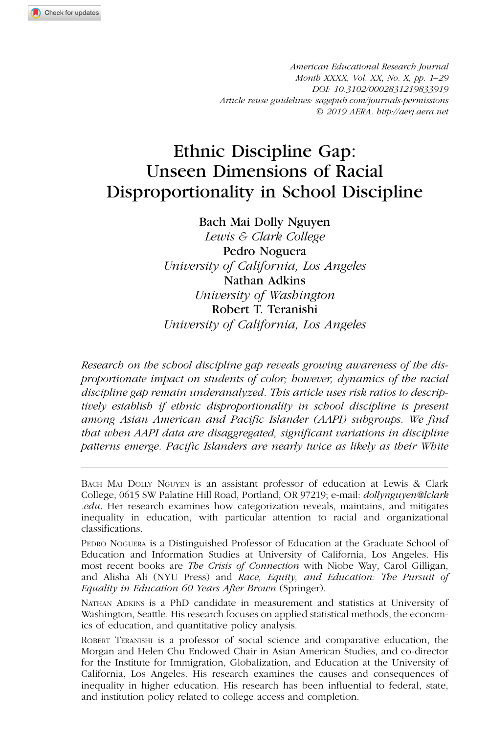American Educational Research Journal
Month XXXX, Vol. XX, No. X, pp. 1–29
DOI: 10.3102/0002831219833919
Article reuse guidelines: sagepub.com/journals-permissions
© 2019 AERA. http://aerj.aera.net

# Ethnic Discipline Gap: Unseen Dimensions of Racial Disproportionality in School Discipline

**Bach Mai Dolly Nguyen**
*Lewis & Clark College*
**Pedro Noguera**
*University of California, Los Angeles*
**Nathan Adkins**
*University of Washington*
**Robert T. Teranishi**
*University of California, Los Angeles*

*Research on the school discipline gap reveals growing awareness of the disproportionate impact on students of color; however, dynamics of the racial discipline gap remain underanalyzed. This article uses risk ratios to descriptively establish if ethnic disproportionality in school discipline is present among Asian American and Pacific Islander (AAPI) subgroups. We find that when AAPI data are disaggregated, significant variations in discipline patterns emerge. Pacific Islanders are nearly twice as likely as their White*

---

Bach Mai Dolly Nguyen is an assistant professor of education at Lewis & Clark College, 0615 SW Palatine Hill Road, Portland, OR 97219; e-mail: *dollynguyen@lclark.edu*. Her research examines how categorization reveals, maintains, and mitigates inequality in education, with particular attention to racial and organizational classifications.

Pedro Noguera is a Distinguished Professor of Education at the Graduate School of Education and Information Studies at University of California, Los Angeles. His most recent books are *The Crisis of Connection* with Niobe Way, Carol Gilligan, and Alisha Ali (NYU Press) and *Race, Equity, and Education: The Pursuit of Equality in Education 60 Years After Brown* (Springer).

Nathan Adkins is a PhD candidate in measurement and statistics at University of Washington, Seattle. His research focuses on applied statistical methods, the economics of education, and quantitative policy analysis.

Robert Teranishi is a professor of social science and comparative education, the Morgan and Helen Chu Endowed Chair in Asian American Studies, and co-director for the Institute for Immigration, Globalization, and Education at the University of California, Los Angeles. His research examines the causes and consequences of inequality in higher education. His research has been influential to federal, state, and institution policy related to college access and completion.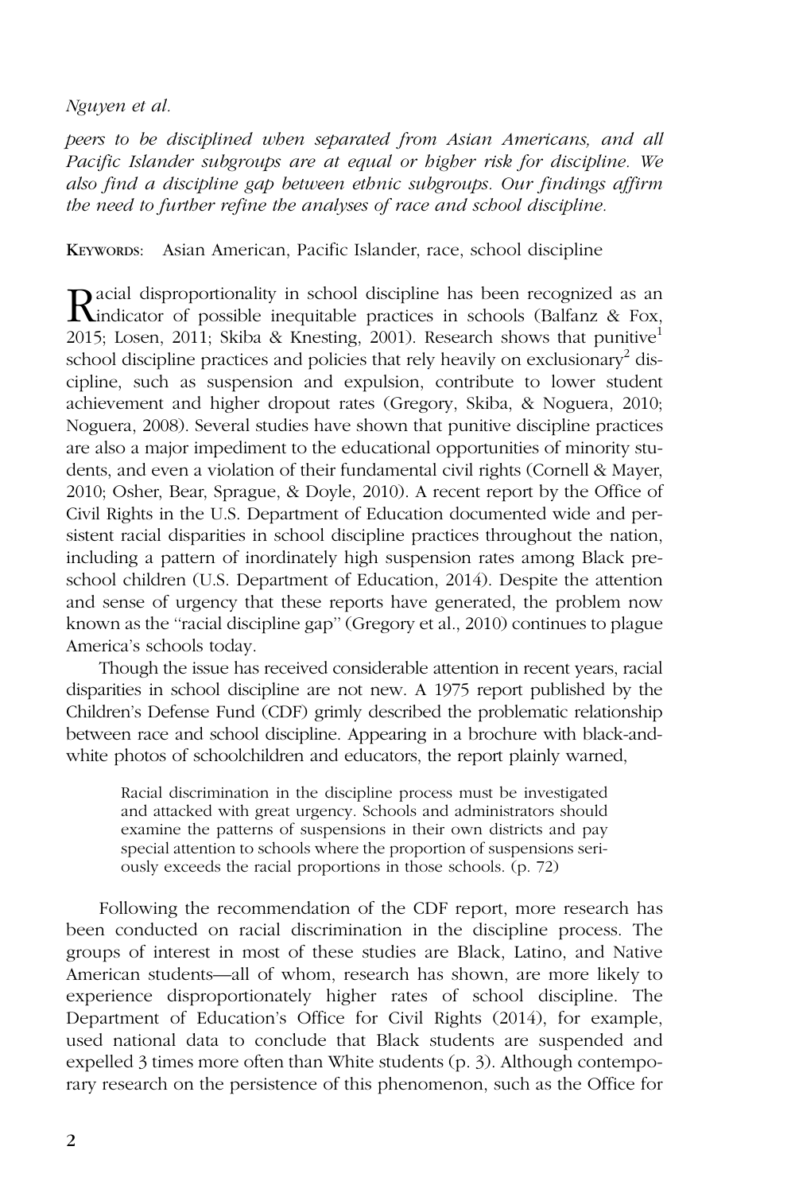*peers to be disciplined when separated from Asian Americans, and all Pacific Islander subgroups are at equal or higher risk for discipline. We also find a discipline gap between ethnic subgroups. Our findings affirm the need to further refine the analyses of race and school discipline.*

**KEYWORDS:** Asian American, Pacific Islander, race, school discipline

Racial disproportionality in school discipline has been recognized as an indicator of possible inequitable practices in schools (Balfanz & Fox, 2015; Losen, 2011; Skiba & Knesting, 2001). Research shows that punitive[1] school discipline practices and policies that rely heavily on exclusionary[2] discipline, such as suspension and expulsion, contribute to lower student achievement and higher dropout rates (Gregory, Skiba, & Noguera, 2010; Noguera, 2008). Several studies have shown that punitive discipline practices are also a major impediment to the educational opportunities of minority students, and even a violation of their fundamental civil rights (Cornell & Mayer, 2010; Osher, Bear, Sprague, & Doyle, 2010). A recent report by the Office of Civil Rights in the U.S. Department of Education documented wide and persistent racial disparities in school discipline practices throughout the nation, including a pattern of inordinately high suspension rates among Black preschool children (U.S. Department of Education, 2014). Despite the attention and sense of urgency that these reports have generated, the problem now known as the "racial discipline gap" (Gregory et al., 2010) continues to plague America's schools today.

Though the issue has received considerable attention in recent years, racial disparities in school discipline are not new. A 1975 report published by the Children's Defense Fund (CDF) grimly described the problematic relationship between race and school discipline. Appearing in a brochure with black-and-white photos of schoolchildren and educators, the report plainly warned,

> Racial discrimination in the discipline process must be investigated and attacked with great urgency. Schools and administrators should examine the patterns of suspensions in their own districts and pay special attention to schools where the proportion of suspensions seriously exceeds the racial proportions in those schools. (p. 72)

Following the recommendation of the CDF report, more research has been conducted on racial discrimination in the discipline process. The groups of interest in most of these studies are Black, Latino, and Native American students—all of whom, research has shown, are more likely to experience disproportionately higher rates of school discipline. The Department of Education's Office for Civil Rights (2014), for example, used national data to conclude that Black students are suspended and expelled 3 times more often than White students (p. 3). Although contemporary research on the persistence of this phenomenon, such as the Office for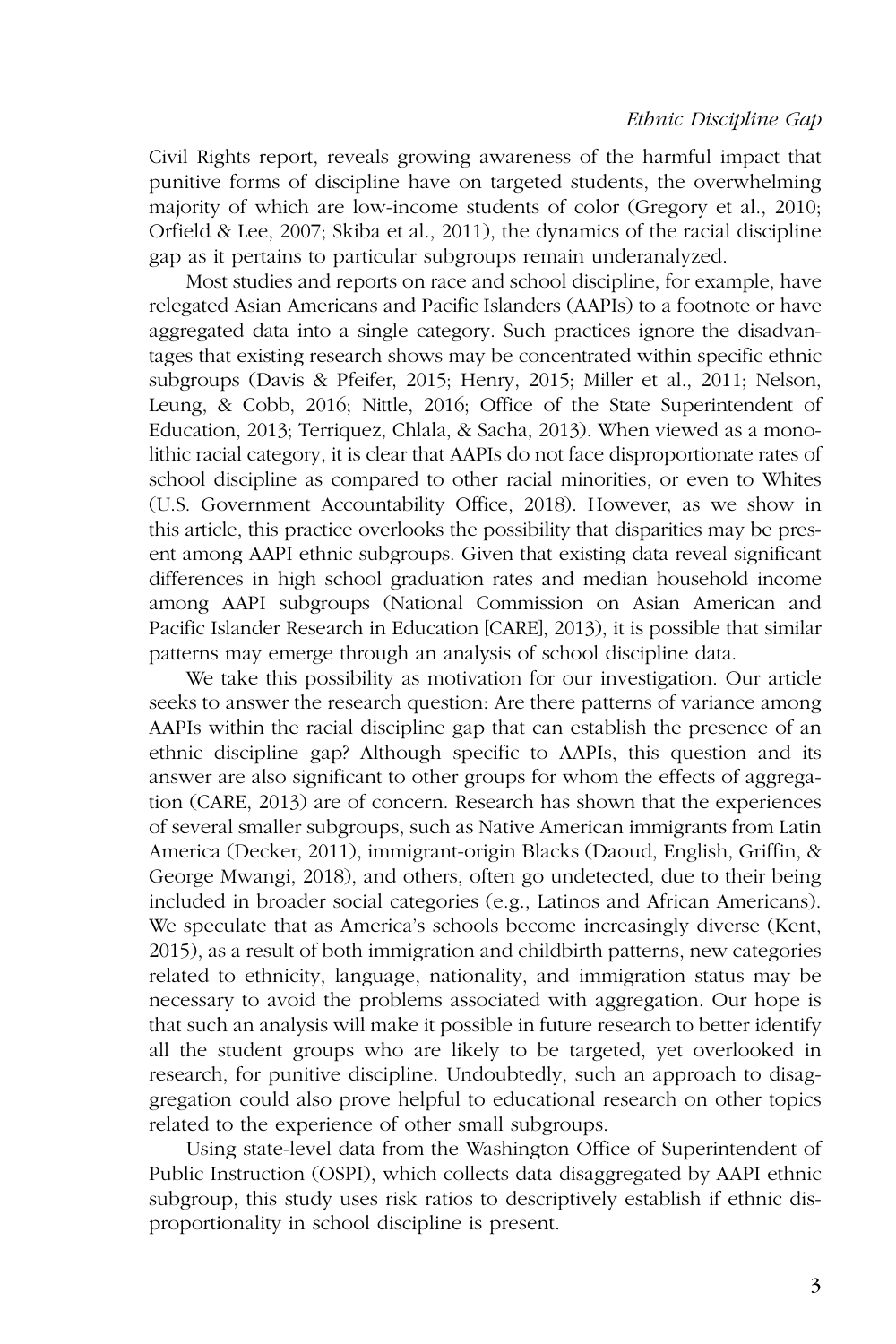Civil Rights report, reveals growing awareness of the harmful impact that punitive forms of discipline have on targeted students, the overwhelming majority of which are low-income students of color (Gregory et al., 2010; Orfield & Lee, 2007; Skiba et al., 2011), the dynamics of the racial discipline gap as it pertains to particular subgroups remain underanalyzed.

Most studies and reports on race and school discipline, for example, have relegated Asian Americans and Pacific Islanders (AAPIs) to a footnote or have aggregated data into a single category. Such practices ignore the disadvantages that existing research shows may be concentrated within specific ethnic subgroups (Davis & Pfeifer, 2015; Henry, 2015; Miller et al., 2011; Nelson, Leung, & Cobb, 2016; Nittle, 2016; Office of the State Superintendent of Education, 2013; Terriquez, Chlala, & Sacha, 2013). When viewed as a monolithic racial category, it is clear that AAPIs do not face disproportionate rates of school discipline as compared to other racial minorities, or even to Whites (U.S. Government Accountability Office, 2018). However, as we show in this article, this practice overlooks the possibility that disparities may be present among AAPI ethnic subgroups. Given that existing data reveal significant differences in high school graduation rates and median household income among AAPI subgroups (National Commission on Asian American and Pacific Islander Research in Education [CARE], 2013), it is possible that similar patterns may emerge through an analysis of school discipline data.

We take this possibility as motivation for our investigation. Our article seeks to answer the research question: Are there patterns of variance among AAPIs within the racial discipline gap that can establish the presence of an ethnic discipline gap? Although specific to AAPIs, this question and its answer are also significant to other groups for whom the effects of aggregation (CARE, 2013) are of concern. Research has shown that the experiences of several smaller subgroups, such as Native American immigrants from Latin America (Decker, 2011), immigrant-origin Blacks (Daoud, English, Griffin, & George Mwangi, 2018), and others, often go undetected, due to their being included in broader social categories (e.g., Latinos and African Americans). We speculate that as America's schools become increasingly diverse (Kent, 2015), as a result of both immigration and childbirth patterns, new categories related to ethnicity, language, nationality, and immigration status may be necessary to avoid the problems associated with aggregation. Our hope is that such an analysis will make it possible in future research to better identify all the student groups who are likely to be targeted, yet overlooked in research, for punitive discipline. Undoubtedly, such an approach to disaggregation could also prove helpful to educational research on other topics related to the experience of other small subgroups.

Using state-level data from the Washington Office of Superintendent of Public Instruction (OSPI), which collects data disaggregated by AAPI ethnic subgroup, this study uses risk ratios to descriptively establish if ethnic disproportionality in school discipline is present.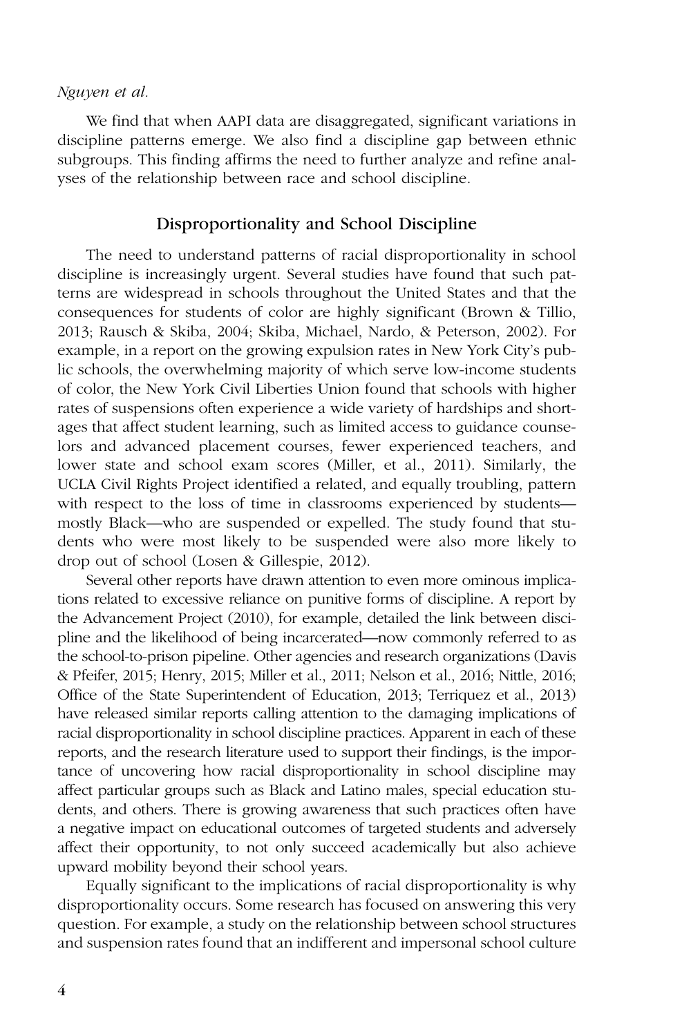We find that when AAPI data are disaggregated, significant variations in discipline patterns emerge. We also find a discipline gap between ethnic subgroups. This finding affirms the need to further analyze and refine analyses of the relationship between race and school discipline.

## Disproportionality and School Discipline

The need to understand patterns of racial disproportionality in school discipline is increasingly urgent. Several studies have found that such patterns are widespread in schools throughout the United States and that the consequences for students of color are highly significant (Brown & Tillio, 2013; Rausch & Skiba, 2004; Skiba, Michael, Nardo, & Peterson, 2002). For example, in a report on the growing expulsion rates in New York City's public schools, the overwhelming majority of which serve low-income students of color, the New York Civil Liberties Union found that schools with higher rates of suspensions often experience a wide variety of hardships and shortages that affect student learning, such as limited access to guidance counselors and advanced placement courses, fewer experienced teachers, and lower state and school exam scores (Miller, et al., 2011). Similarly, the UCLA Civil Rights Project identified a related, and equally troubling, pattern with respect to the loss of time in classrooms experienced by students—mostly Black—who are suspended or expelled. The study found that students who were most likely to be suspended were also more likely to drop out of school (Losen & Gillespie, 2012).

Several other reports have drawn attention to even more ominous implications related to excessive reliance on punitive forms of discipline. A report by the Advancement Project (2010), for example, detailed the link between discipline and the likelihood of being incarcerated—now commonly referred to as the school-to-prison pipeline. Other agencies and research organizations (Davis & Pfeifer, 2015; Henry, 2015; Miller et al., 2011; Nelson et al., 2016; Nittle, 2016; Office of the State Superintendent of Education, 2013; Terriquez et al., 2013) have released similar reports calling attention to the damaging implications of racial disproportionality in school discipline practices. Apparent in each of these reports, and the research literature used to support their findings, is the importance of uncovering how racial disproportionality in school discipline may affect particular groups such as Black and Latino males, special education students, and others. There is growing awareness that such practices often have a negative impact on educational outcomes of targeted students and adversely affect their opportunity, to not only succeed academically but also achieve upward mobility beyond their school years.

Equally significant to the implications of racial disproportionality is why disproportionality occurs. Some research has focused on answering this very question. For example, a study on the relationship between school structures and suspension rates found that an indifferent and impersonal school culture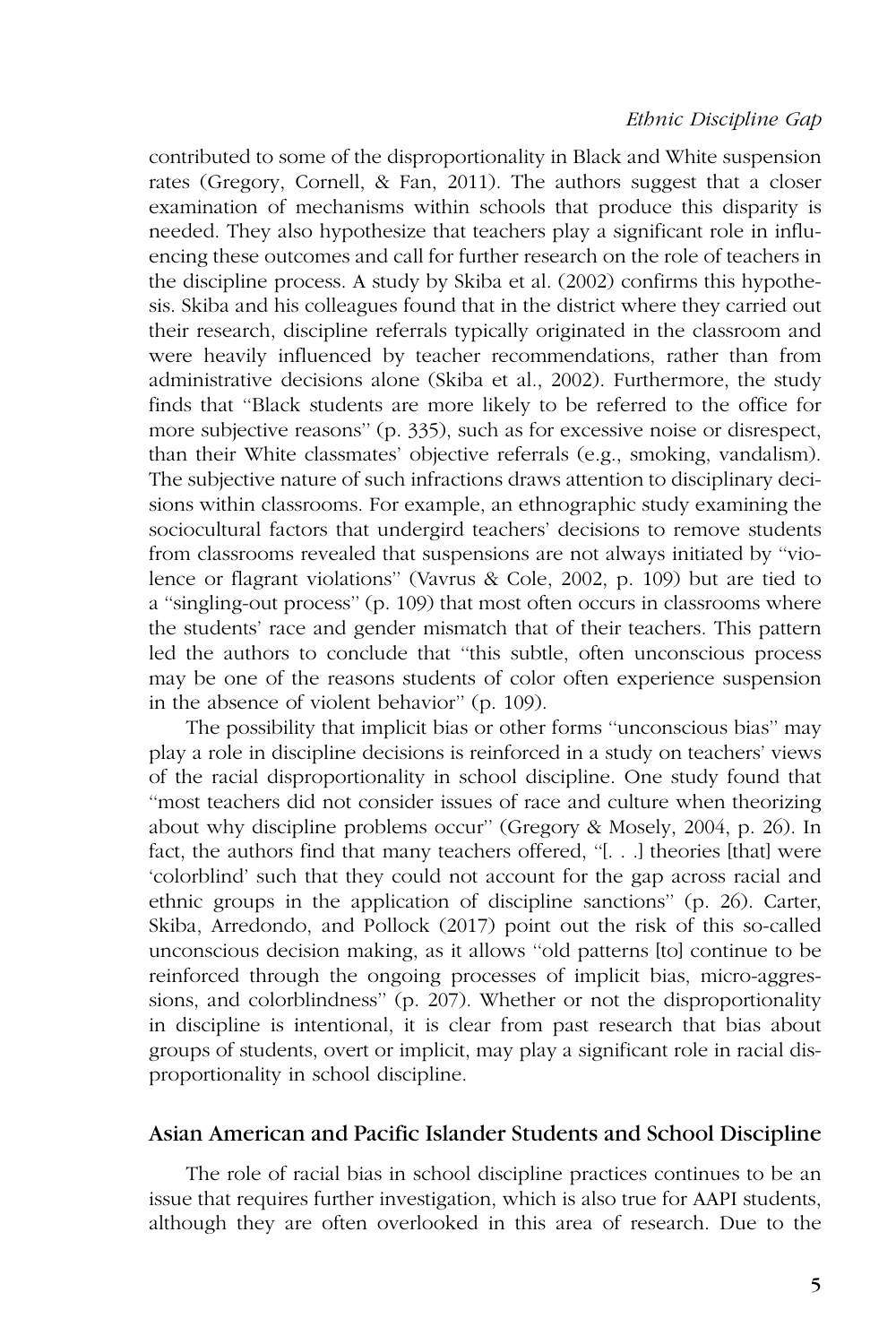contributed to some of the disproportionality in Black and White suspension rates (Gregory, Cornell, & Fan, 2011). The authors suggest that a closer examination of mechanisms within schools that produce this disparity is needed. They also hypothesize that teachers play a significant role in influencing these outcomes and call for further research on the role of teachers in the discipline process. A study by Skiba et al. (2002) confirms this hypothesis. Skiba and his colleagues found that in the district where they carried out their research, discipline referrals typically originated in the classroom and were heavily influenced by teacher recommendations, rather than from administrative decisions alone (Skiba et al., 2002). Furthermore, the study finds that "Black students are more likely to be referred to the office for more subjective reasons" (p. 335), such as for excessive noise or disrespect, than their White classmates' objective referrals (e.g., smoking, vandalism). The subjective nature of such infractions draws attention to disciplinary decisions within classrooms. For example, an ethnographic study examining the sociocultural factors that undergird teachers' decisions to remove students from classrooms revealed that suspensions are not always initiated by "violence or flagrant violations" (Vavrus & Cole, 2002, p. 109) but are tied to a "singling-out process" (p. 109) that most often occurs in classrooms where the students' race and gender mismatch that of their teachers. This pattern led the authors to conclude that "this subtle, often unconscious process may be one of the reasons students of color often experience suspension in the absence of violent behavior" (p. 109).

The possibility that implicit bias or other forms "unconscious bias" may play a role in discipline decisions is reinforced in a study on teachers' views of the racial disproportionality in school discipline. One study found that "most teachers did not consider issues of race and culture when theorizing about why discipline problems occur" (Gregory & Mosely, 2004, p. 26). In fact, the authors find that many teachers offered, "[. . .] theories [that] were 'colorblind' such that they could not account for the gap across racial and ethnic groups in the application of discipline sanctions" (p. 26). Carter, Skiba, Arredondo, and Pollock (2017) point out the risk of this so-called unconscious decision making, as it allows "old patterns [to] continue to be reinforced through the ongoing processes of implicit bias, micro-aggressions, and colorblindness" (p. 207). Whether or not the disproportionality in discipline is intentional, it is clear from past research that bias about groups of students, overt or implicit, may play a significant role in racial disproportionality in school discipline.

## Asian American and Pacific Islander Students and School Discipline

The role of racial bias in school discipline practices continues to be an issue that requires further investigation, which is also true for AAPI students, although they are often overlooked in this area of research. Due to the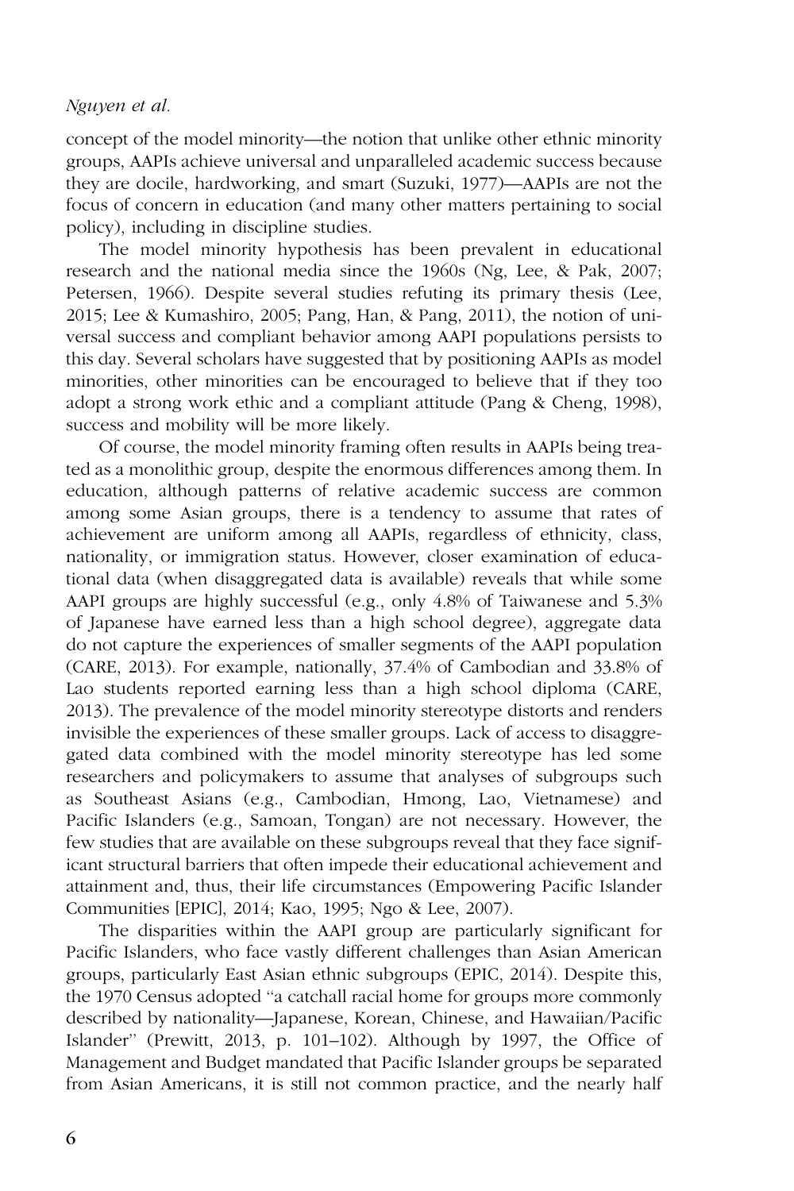concept of the model minority—the notion that unlike other ethnic minority groups, AAPIs achieve universal and unparalleled academic success because they are docile, hardworking, and smart (Suzuki, 1977)—AAPIs are not the focus of concern in education (and many other matters pertaining to social policy), including in discipline studies.

The model minority hypothesis has been prevalent in educational research and the national media since the 1960s (Ng, Lee, & Pak, 2007; Petersen, 1966). Despite several studies refuting its primary thesis (Lee, 2015; Lee & Kumashiro, 2005; Pang, Han, & Pang, 2011), the notion of universal success and compliant behavior among AAPI populations persists to this day. Several scholars have suggested that by positioning AAPIs as model minorities, other minorities can be encouraged to believe that if they too adopt a strong work ethic and a compliant attitude (Pang & Cheng, 1998), success and mobility will be more likely.

Of course, the model minority framing often results in AAPIs being treated as a monolithic group, despite the enormous differences among them. In education, although patterns of relative academic success are common among some Asian groups, there is a tendency to assume that rates of achievement are uniform among all AAPIs, regardless of ethnicity, class, nationality, or immigration status. However, closer examination of educational data (when disaggregated data is available) reveals that while some AAPI groups are highly successful (e.g., only 4.8% of Taiwanese and 5.3% of Japanese have earned less than a high school degree), aggregate data do not capture the experiences of smaller segments of the AAPI population (CARE, 2013). For example, nationally, 37.4% of Cambodian and 33.8% of Lao students reported earning less than a high school diploma (CARE, 2013). The prevalence of the model minority stereotype distorts and renders invisible the experiences of these smaller groups. Lack of access to disaggregated data combined with the model minority stereotype has led some researchers and policymakers to assume that analyses of subgroups such as Southeast Asians (e.g., Cambodian, Hmong, Lao, Vietnamese) and Pacific Islanders (e.g., Samoan, Tongan) are not necessary. However, the few studies that are available on these subgroups reveal that they face significant structural barriers that often impede their educational achievement and attainment and, thus, their life circumstances (Empowering Pacific Islander Communities [EPIC], 2014; Kao, 1995; Ngo & Lee, 2007).

The disparities within the AAPI group are particularly significant for Pacific Islanders, who face vastly different challenges than Asian American groups, particularly East Asian ethnic subgroups (EPIC, 2014). Despite this, the 1970 Census adopted "a catchall racial home for groups more commonly described by nationality—Japanese, Korean, Chinese, and Hawaiian/Pacific Islander" (Prewitt, 2013, p. 101–102). Although by 1997, the Office of Management and Budget mandated that Pacific Islander groups be separated from Asian Americans, it is still not common practice, and the nearly half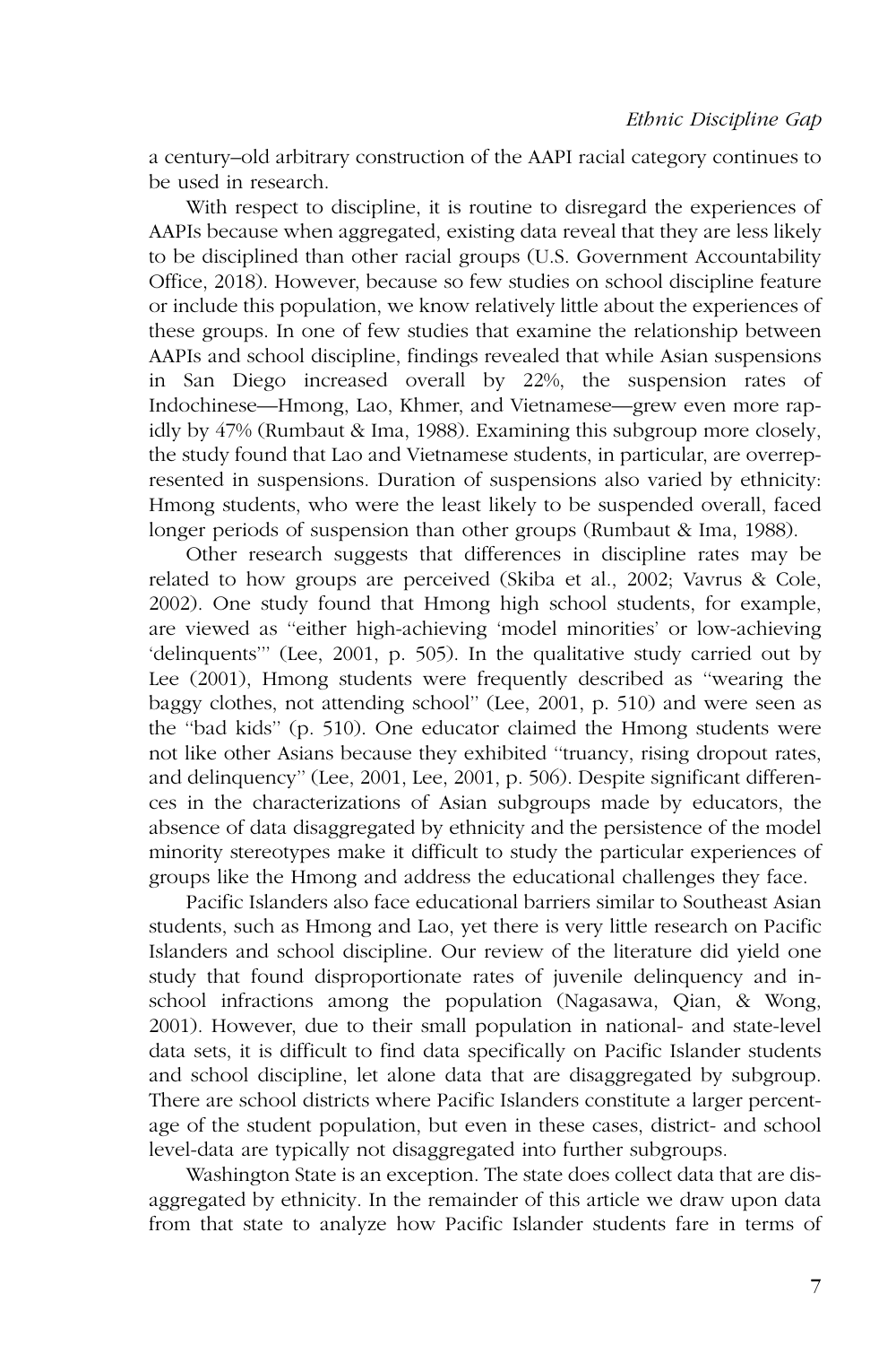a century–old arbitrary construction of the AAPI racial category continues to be used in research.

With respect to discipline, it is routine to disregard the experiences of AAPIs because when aggregated, existing data reveal that they are less likely to be disciplined than other racial groups (U.S. Government Accountability Office, 2018). However, because so few studies on school discipline feature or include this population, we know relatively little about the experiences of these groups. In one of few studies that examine the relationship between AAPIs and school discipline, findings revealed that while Asian suspensions in San Diego increased overall by 22%, the suspension rates of Indochinese—Hmong, Lao, Khmer, and Vietnamese—grew even more rapidly by 47% (Rumbaut & Ima, 1988). Examining this subgroup more closely, the study found that Lao and Vietnamese students, in particular, are overrepresented in suspensions. Duration of suspensions also varied by ethnicity: Hmong students, who were the least likely to be suspended overall, faced longer periods of suspension than other groups (Rumbaut & Ima, 1988).

Other research suggests that differences in discipline rates may be related to how groups are perceived (Skiba et al., 2002; Vavrus & Cole, 2002). One study found that Hmong high school students, for example, are viewed as "either high-achieving 'model minorities' or low-achieving 'delinquents'" (Lee, 2001, p. 505). In the qualitative study carried out by Lee (2001), Hmong students were frequently described as "wearing the baggy clothes, not attending school" (Lee, 2001, p. 510) and were seen as the "bad kids" (p. 510). One educator claimed the Hmong students were not like other Asians because they exhibited "truancy, rising dropout rates, and delinquency" (Lee, 2001, Lee, 2001, p. 506). Despite significant differences in the characterizations of Asian subgroups made by educators, the absence of data disaggregated by ethnicity and the persistence of the model minority stereotypes make it difficult to study the particular experiences of groups like the Hmong and address the educational challenges they face.

Pacific Islanders also face educational barriers similar to Southeast Asian students, such as Hmong and Lao, yet there is very little research on Pacific Islanders and school discipline. Our review of the literature did yield one study that found disproportionate rates of juvenile delinquency and in-school infractions among the population (Nagasawa, Qian, & Wong, 2001). However, due to their small population in national- and state-level data sets, it is difficult to find data specifically on Pacific Islander students and school discipline, let alone data that are disaggregated by subgroup. There are school districts where Pacific Islanders constitute a larger percentage of the student population, but even in these cases, district- and school level-data are typically not disaggregated into further subgroups.

Washington State is an exception. The state does collect data that are disaggregated by ethnicity. In the remainder of this article we draw upon data from that state to analyze how Pacific Islander students fare in terms of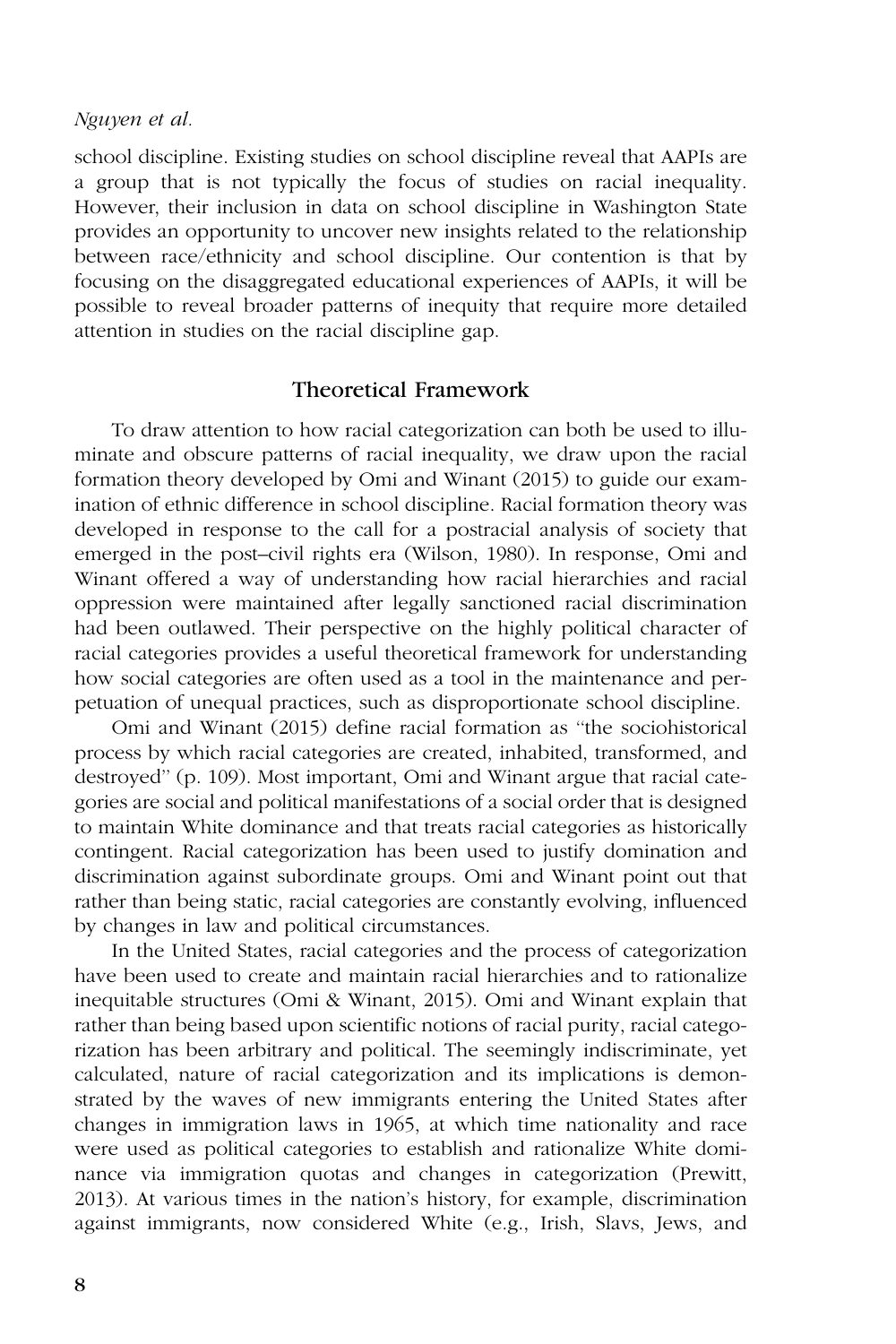school discipline. Existing studies on school discipline reveal that AAPIs are a group that is not typically the focus of studies on racial inequality. However, their inclusion in data on school discipline in Washington State provides an opportunity to uncover new insights related to the relationship between race/ethnicity and school discipline. Our contention is that by focusing on the disaggregated educational experiences of AAPIs, it will be possible to reveal broader patterns of inequity that require more detailed attention in studies on the racial discipline gap.

## Theoretical Framework

To draw attention to how racial categorization can both be used to illuminate and obscure patterns of racial inequality, we draw upon the racial formation theory developed by Omi and Winant (2015) to guide our examination of ethnic difference in school discipline. Racial formation theory was developed in response to the call for a postracial analysis of society that emerged in the post–civil rights era (Wilson, 1980). In response, Omi and Winant offered a way of understanding how racial hierarchies and racial oppression were maintained after legally sanctioned racial discrimination had been outlawed. Their perspective on the highly political character of racial categories provides a useful theoretical framework for understanding how social categories are often used as a tool in the maintenance and perpetuation of unequal practices, such as disproportionate school discipline.

Omi and Winant (2015) define racial formation as "the sociohistorical process by which racial categories are created, inhabited, transformed, and destroyed" (p. 109). Most important, Omi and Winant argue that racial categories are social and political manifestations of a social order that is designed to maintain White dominance and that treats racial categories as historically contingent. Racial categorization has been used to justify domination and discrimination against subordinate groups. Omi and Winant point out that rather than being static, racial categories are constantly evolving, influenced by changes in law and political circumstances.

In the United States, racial categories and the process of categorization have been used to create and maintain racial hierarchies and to rationalize inequitable structures (Omi & Winant, 2015). Omi and Winant explain that rather than being based upon scientific notions of racial purity, racial categorization has been arbitrary and political. The seemingly indiscriminate, yet calculated, nature of racial categorization and its implications is demonstrated by the waves of new immigrants entering the United States after changes in immigration laws in 1965, at which time nationality and race were used as political categories to establish and rationalize White dominance via immigration quotas and changes in categorization (Prewitt, 2013). At various times in the nation's history, for example, discrimination against immigrants, now considered White (e.g., Irish, Slavs, Jews, and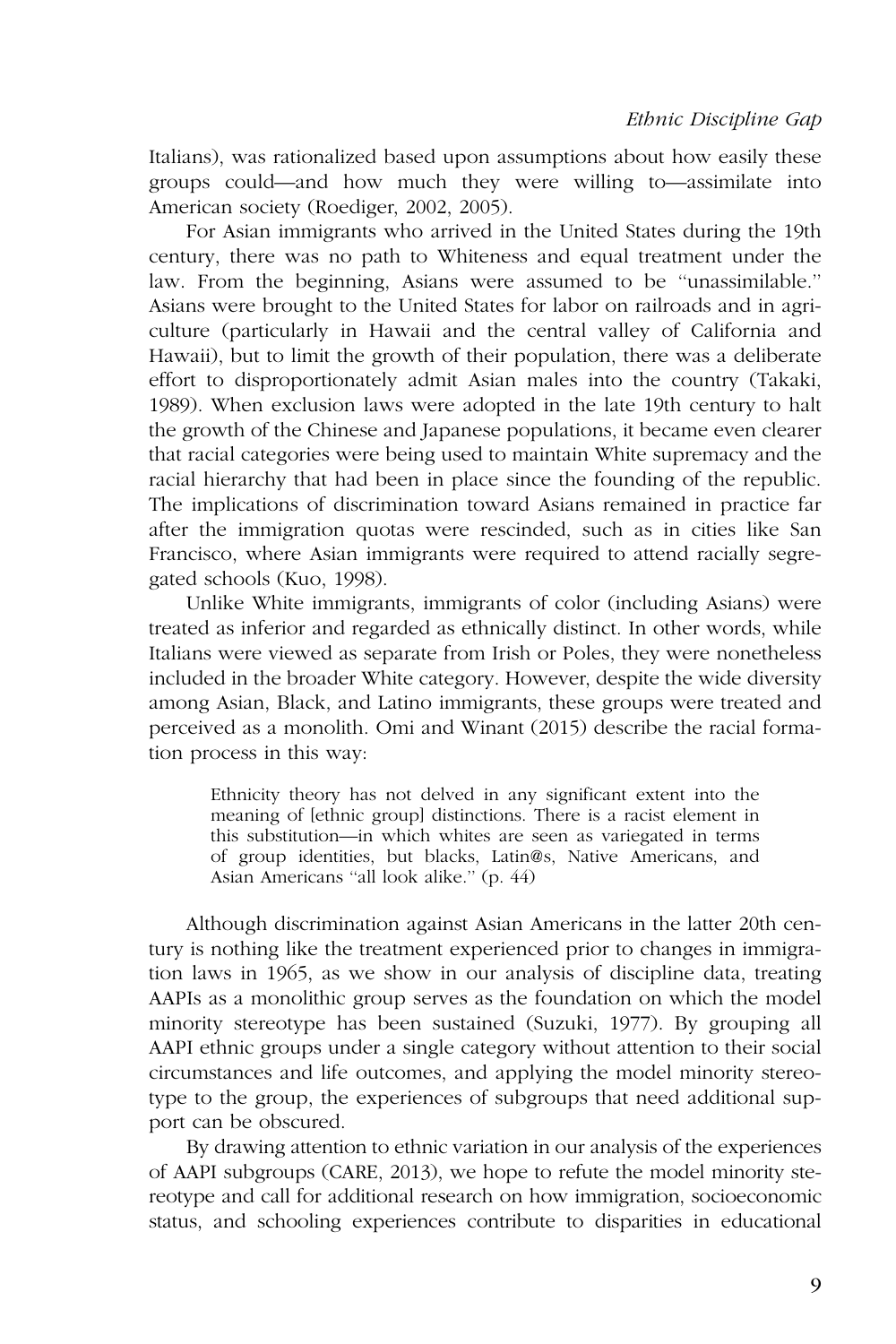Italians), was rationalized based upon assumptions about how easily these groups could—and how much they were willing to—assimilate into American society (Roediger, 2002, 2005).

For Asian immigrants who arrived in the United States during the 19th century, there was no path to Whiteness and equal treatment under the law. From the beginning, Asians were assumed to be "unassimilable." Asians were brought to the United States for labor on railroads and in agriculture (particularly in Hawaii and the central valley of California and Hawaii), but to limit the growth of their population, there was a deliberate effort to disproportionately admit Asian males into the country (Takaki, 1989). When exclusion laws were adopted in the late 19th century to halt the growth of the Chinese and Japanese populations, it became even clearer that racial categories were being used to maintain White supremacy and the racial hierarchy that had been in place since the founding of the republic. The implications of discrimination toward Asians remained in practice far after the immigration quotas were rescinded, such as in cities like San Francisco, where Asian immigrants were required to attend racially segregated schools (Kuo, 1998).

Unlike White immigrants, immigrants of color (including Asians) were treated as inferior and regarded as ethnically distinct. In other words, while Italians were viewed as separate from Irish or Poles, they were nonetheless included in the broader White category. However, despite the wide diversity among Asian, Black, and Latino immigrants, these groups were treated and perceived as a monolith. Omi and Winant (2015) describe the racial formation process in this way:

> Ethnicity theory has not delved in any significant extent into the meaning of [ethnic group] distinctions. There is a racist element in this substitution—in which whites are seen as variegated in terms of group identities, but blacks, Latin@s, Native Americans, and Asian Americans "all look alike." (p. 44)

Although discrimination against Asian Americans in the latter 20th century is nothing like the treatment experienced prior to changes in immigration laws in 1965, as we show in our analysis of discipline data, treating AAPIs as a monolithic group serves as the foundation on which the model minority stereotype has been sustained (Suzuki, 1977). By grouping all AAPI ethnic groups under a single category without attention to their social circumstances and life outcomes, and applying the model minority stereotype to the group, the experiences of subgroups that need additional support can be obscured.

By drawing attention to ethnic variation in our analysis of the experiences of AAPI subgroups (CARE, 2013), we hope to refute the model minority stereotype and call for additional research on how immigration, socioeconomic status, and schooling experiences contribute to disparities in educational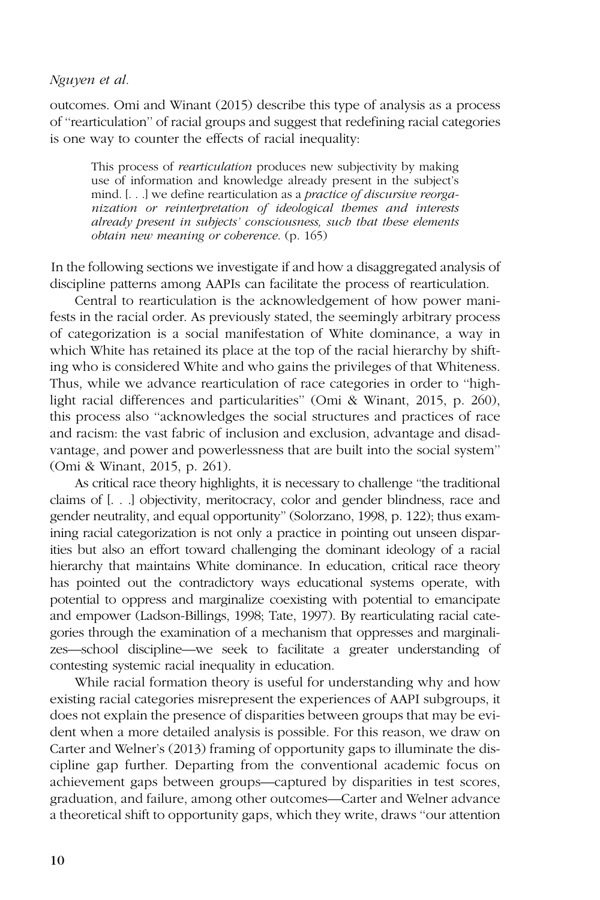outcomes. Omi and Winant (2015) describe this type of analysis as a process of "rearticulation" of racial groups and suggest that redefining racial categories is one way to counter the effects of racial inequality:

> This process of *rearticulation* produces new subjectivity by making use of information and knowledge already present in the subject's mind. [. . .] we define rearticulation as a *practice of discursive reorganization or reinterpretation of ideological themes and interests already present in subjects' consciousness, such that these elements obtain new meaning or coherence.* (p. 165)

In the following sections we investigate if and how a disaggregated analysis of discipline patterns among AAPIs can facilitate the process of rearticulation.

Central to rearticulation is the acknowledgement of how power manifests in the racial order. As previously stated, the seemingly arbitrary process of categorization is a social manifestation of White dominance, a way in which White has retained its place at the top of the racial hierarchy by shifting who is considered White and who gains the privileges of that Whiteness. Thus, while we advance rearticulation of race categories in order to "highlight racial differences and particularities" (Omi & Winant, 2015, p. 260), this process also "acknowledges the social structures and practices of race and racism: the vast fabric of inclusion and exclusion, advantage and disadvantage, and power and powerlessness that are built into the social system" (Omi & Winant, 2015, p. 261).

As critical race theory highlights, it is necessary to challenge "the traditional claims of [. . .] objectivity, meritocracy, color and gender blindness, race and gender neutrality, and equal opportunity" (Solorzano, 1998, p. 122); thus examining racial categorization is not only a practice in pointing out unseen disparities but also an effort toward challenging the dominant ideology of a racial hierarchy that maintains White dominance. In education, critical race theory has pointed out the contradictory ways educational systems operate, with potential to oppress and marginalize coexisting with potential to emancipate and empower (Ladson-Billings, 1998; Tate, 1997). By rearticulating racial categories through the examination of a mechanism that oppresses and marginalizes—school discipline—we seek to facilitate a greater understanding of contesting systemic racial inequality in education.

While racial formation theory is useful for understanding why and how existing racial categories misrepresent the experiences of AAPI subgroups, it does not explain the presence of disparities between groups that may be evident when a more detailed analysis is possible. For this reason, we draw on Carter and Welner's (2013) framing of opportunity gaps to illuminate the discipline gap further. Departing from the conventional academic focus on achievement gaps between groups—captured by disparities in test scores, graduation, and failure, among other outcomes—Carter and Welner advance a theoretical shift to opportunity gaps, which they write, draws "our attention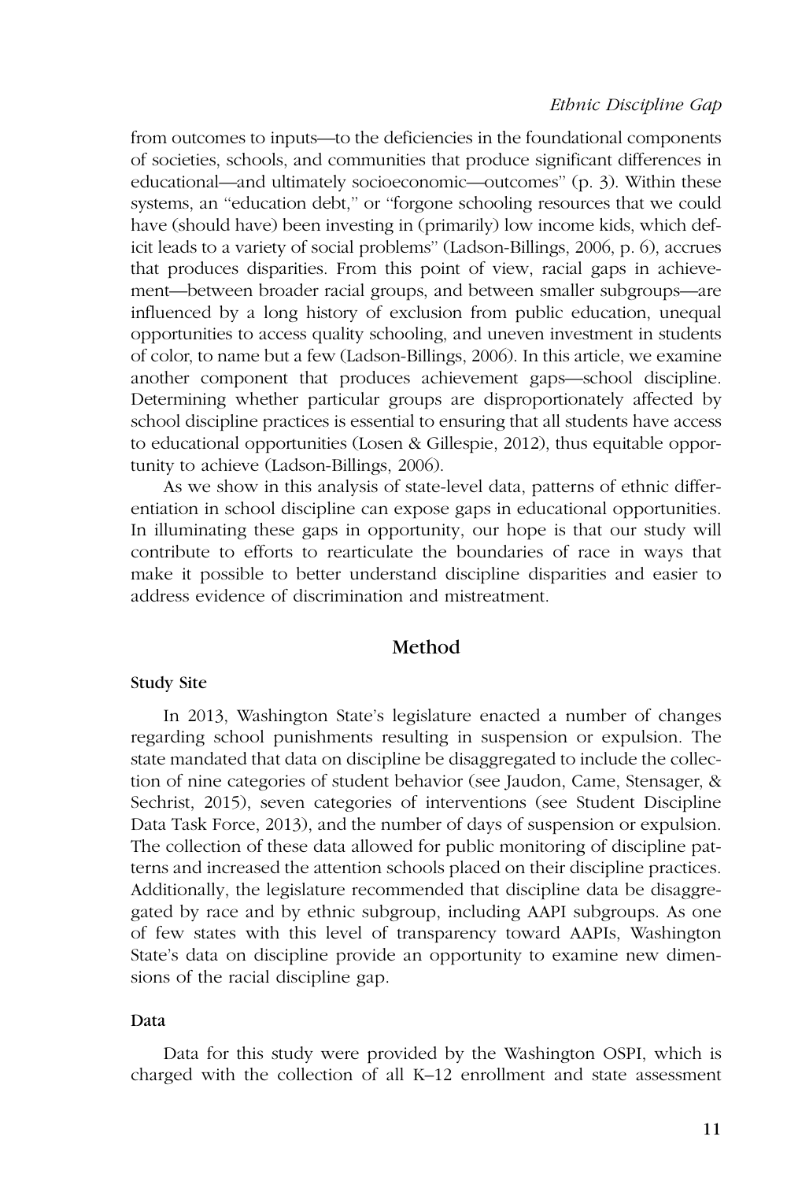from outcomes to inputs—to the deficiencies in the foundational components of societies, schools, and communities that produce significant differences in educational—and ultimately socioeconomic—outcomes" (p. 3). Within these systems, an "education debt," or "forgone schooling resources that we could have (should have) been investing in (primarily) low income kids, which deficit leads to a variety of social problems" (Ladson-Billings, 2006, p. 6), accrues that produces disparities. From this point of view, racial gaps in achievement—between broader racial groups, and between smaller subgroups—are influenced by a long history of exclusion from public education, unequal opportunities to access quality schooling, and uneven investment in students of color, to name but a few (Ladson-Billings, 2006). In this article, we examine another component that produces achievement gaps—school discipline. Determining whether particular groups are disproportionately affected by school discipline practices is essential to ensuring that all students have access to educational opportunities (Losen & Gillespie, 2012), thus equitable opportunity to achieve (Ladson-Billings, 2006).

As we show in this analysis of state-level data, patterns of ethnic differentiation in school discipline can expose gaps in educational opportunities. In illuminating these gaps in opportunity, our hope is that our study will contribute to efforts to rearticulate the boundaries of race in ways that make it possible to better understand discipline disparities and easier to address evidence of discrimination and mistreatment.

## Method

### Study Site

In 2013, Washington State's legislature enacted a number of changes regarding school punishments resulting in suspension or expulsion. The state mandated that data on discipline be disaggregated to include the collection of nine categories of student behavior (see Jaudon, Came, Stensager, & Sechrist, 2015), seven categories of interventions (see Student Discipline Data Task Force, 2013), and the number of days of suspension or expulsion. The collection of these data allowed for public monitoring of discipline patterns and increased the attention schools placed on their discipline practices. Additionally, the legislature recommended that discipline data be disaggregated by race and by ethnic subgroup, including AAPI subgroups. As one of few states with this level of transparency toward AAPIs, Washington State's data on discipline provide an opportunity to examine new dimensions of the racial discipline gap.

### Data

Data for this study were provided by the Washington OSPI, which is charged with the collection of all K–12 enrollment and state assessment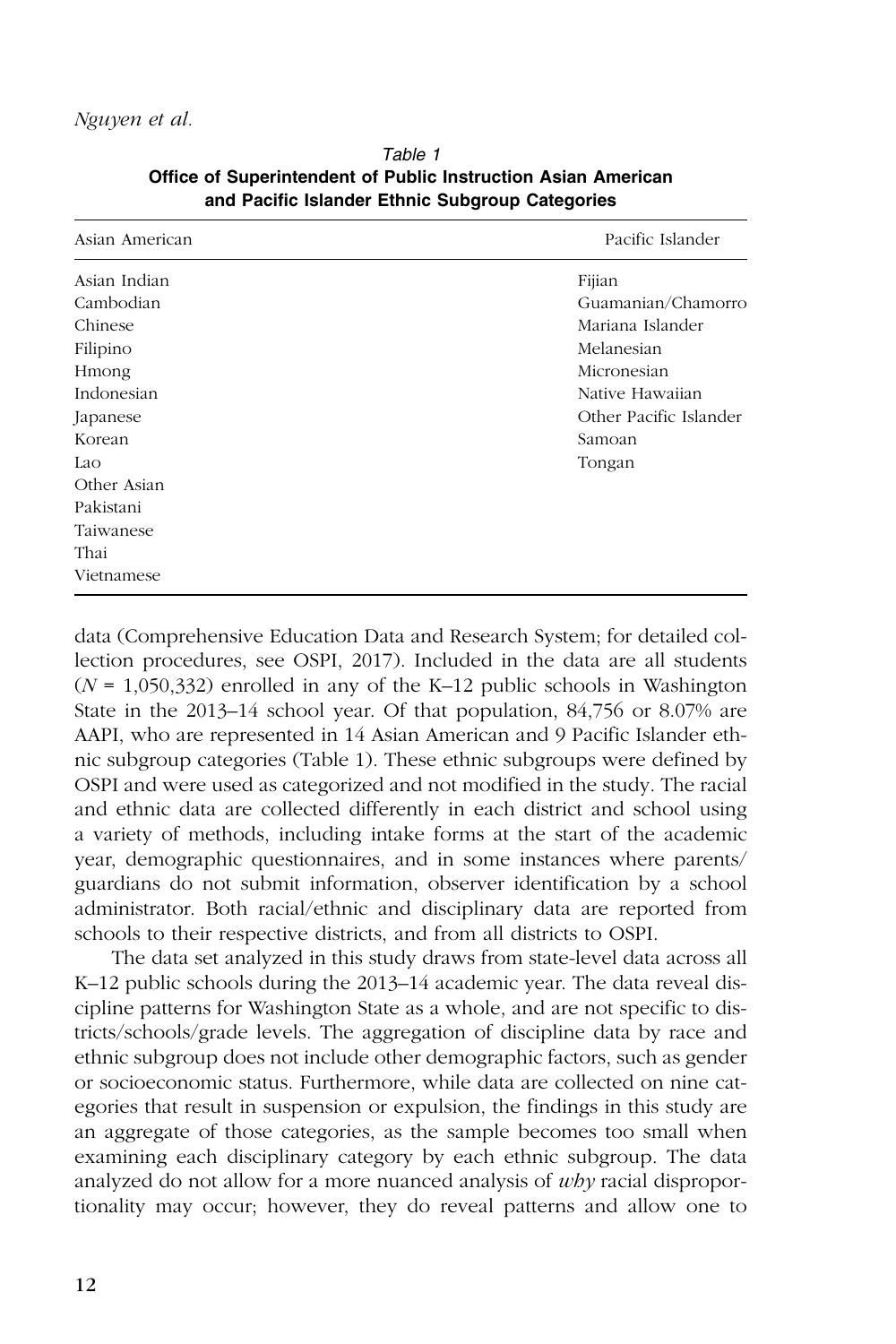*Table 1*
**Office of Superintendent of Public Instruction Asian American and Pacific Islander Ethnic Subgroup Categories**

| Asian American | Pacific Islander |
|---|---|
| Asian Indian | Fijian |
| Cambodian | Guamanian/Chamorro |
| Chinese | Mariana Islander |
| Filipino | Melanesian |
| Hmong | Micronesian |
| Indonesian | Native Hawaiian |
| Japanese | Other Pacific Islander |
| Korean | Samoan |
| Lao | Tongan |
| Other Asian | |
| Pakistani | |
| Taiwanese | |
| Thai | |
| Vietnamese | |

data (Comprehensive Education Data and Research System; for detailed collection procedures, see OSPI, 2017). Included in the data are all students ($N$ = 1,050,332) enrolled in any of the K–12 public schools in Washington State in the 2013–14 school year. Of that population, 84,756 or 8.07% are AAPI, who are represented in 14 Asian American and 9 Pacific Islander ethnic subgroup categories (Table 1). These ethnic subgroups were defined by OSPI and were used as categorized and not modified in the study. The racial and ethnic data are collected differently in each district and school using a variety of methods, including intake forms at the start of the academic year, demographic questionnaires, and in some instances where parents/guardians do not submit information, observer identification by a school administrator. Both racial/ethnic and disciplinary data are reported from schools to their respective districts, and from all districts to OSPI.

The data set analyzed in this study draws from state-level data across all K–12 public schools during the 2013–14 academic year. The data reveal discipline patterns for Washington State as a whole, and are not specific to districts/schools/grade levels. The aggregation of discipline data by race and ethnic subgroup does not include other demographic factors, such as gender or socioeconomic status. Furthermore, while data are collected on nine categories that result in suspension or expulsion, the findings in this study are an aggregate of those categories, as the sample becomes too small when examining each disciplinary category by each ethnic subgroup. The data analyzed do not allow for a more nuanced analysis of *why* racial disproportionality may occur; however, they do reveal patterns and allow one to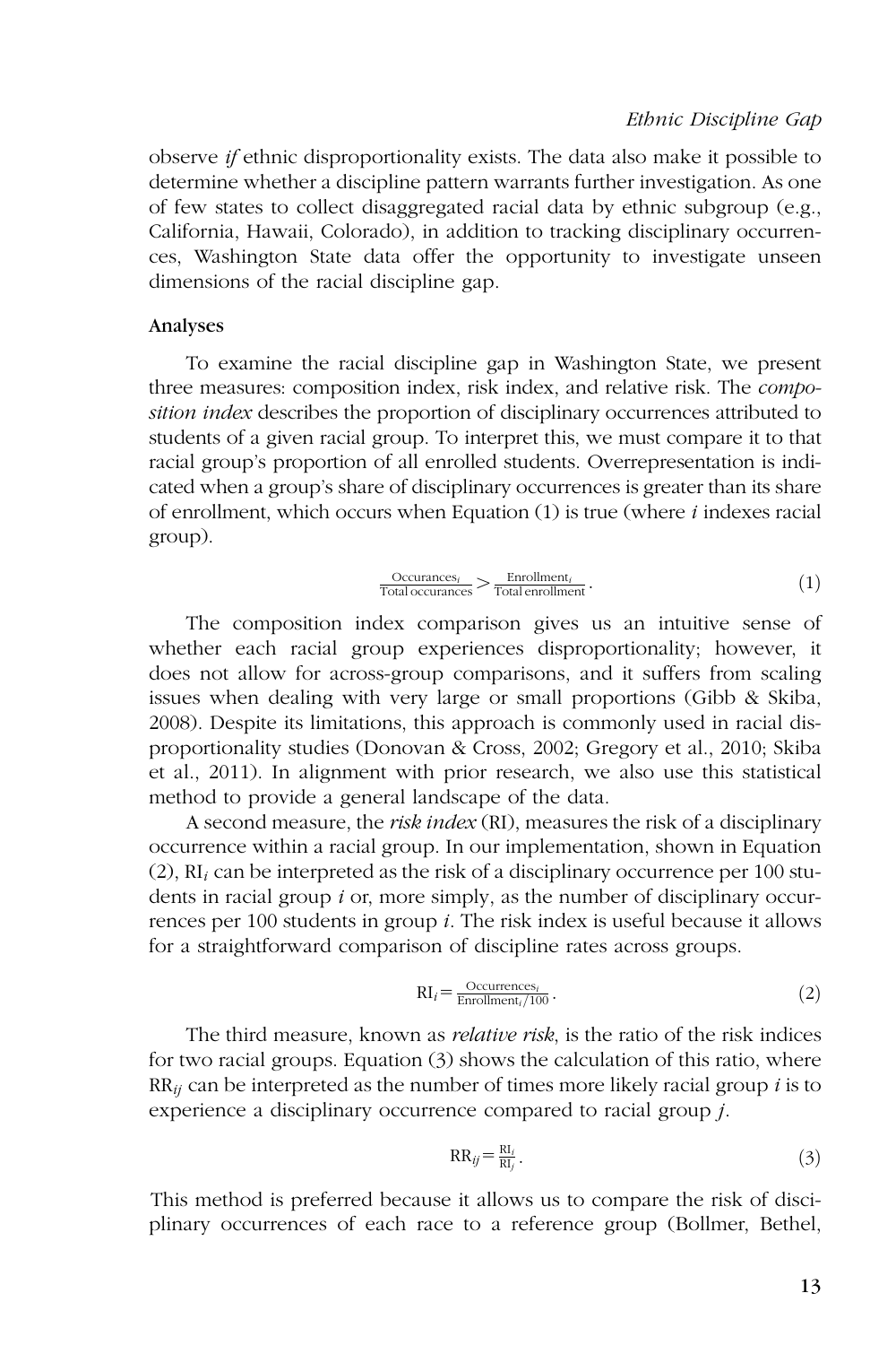observe *if* ethnic disproportionality exists. The data also make it possible to determine whether a discipline pattern warrants further investigation. As one of few states to collect disaggregated racial data by ethnic subgroup (e.g., California, Hawaii, Colorado), in addition to tracking disciplinary occurrences, Washington State data offer the opportunity to investigate unseen dimensions of the racial discipline gap.

### Analyses

To examine the racial discipline gap in Washington State, we present three measures: composition index, risk index, and relative risk. The *composition index* describes the proportion of disciplinary occurrences attributed to students of a given racial group. To interpret this, we must compare it to that racial group's proportion of all enrolled students. Overrepresentation is indicated when a group's share of disciplinary occurrences is greater than its share of enrollment, which occurs when Equation (1) is true (where $i$ indexes racial group).

$$\frac{\text{Occurances}_i}{\text{Total occurances}} > \frac{\text{Enrollment}_i}{\text{Total enrollment}}. \tag{1}$$

The composition index comparison gives us an intuitive sense of whether each racial group experiences disproportionality; however, it does not allow for across-group comparisons, and it suffers from scaling issues when dealing with very large or small proportions (Gibb & Skiba, 2008). Despite its limitations, this approach is commonly used in racial disproportionality studies (Donovan & Cross, 2002; Gregory et al., 2010; Skiba et al., 2011). In alignment with prior research, we also use this statistical method to provide a general landscape of the data.

A second measure, the *risk index* (RI), measures the risk of a disciplinary occurrence within a racial group. In our implementation, shown in Equation (2), $\text{RI}_i$ can be interpreted as the risk of a disciplinary occurrence per 100 students in racial group $i$ or, more simply, as the number of disciplinary occurrences per 100 students in group $i$. The risk index is useful because it allows for a straightforward comparison of discipline rates across groups.

$$\text{RI}_i = \frac{\text{Occurrences}_i}{\text{Enrollment}_i/100}. \tag{2}$$

The third measure, known as *relative risk*, is the ratio of the risk indices for two racial groups. Equation (3) shows the calculation of this ratio, where $\text{RR}_{ij}$ can be interpreted as the number of times more likely racial group $i$ is to experience a disciplinary occurrence compared to racial group $j$.

$$\text{RR}_{ij} = \frac{\text{RI}_i}{\text{RI}_j}. \tag{3}$$

This method is preferred because it allows us to compare the risk of disciplinary occurrences of each race to a reference group (Bollmer, Bethel,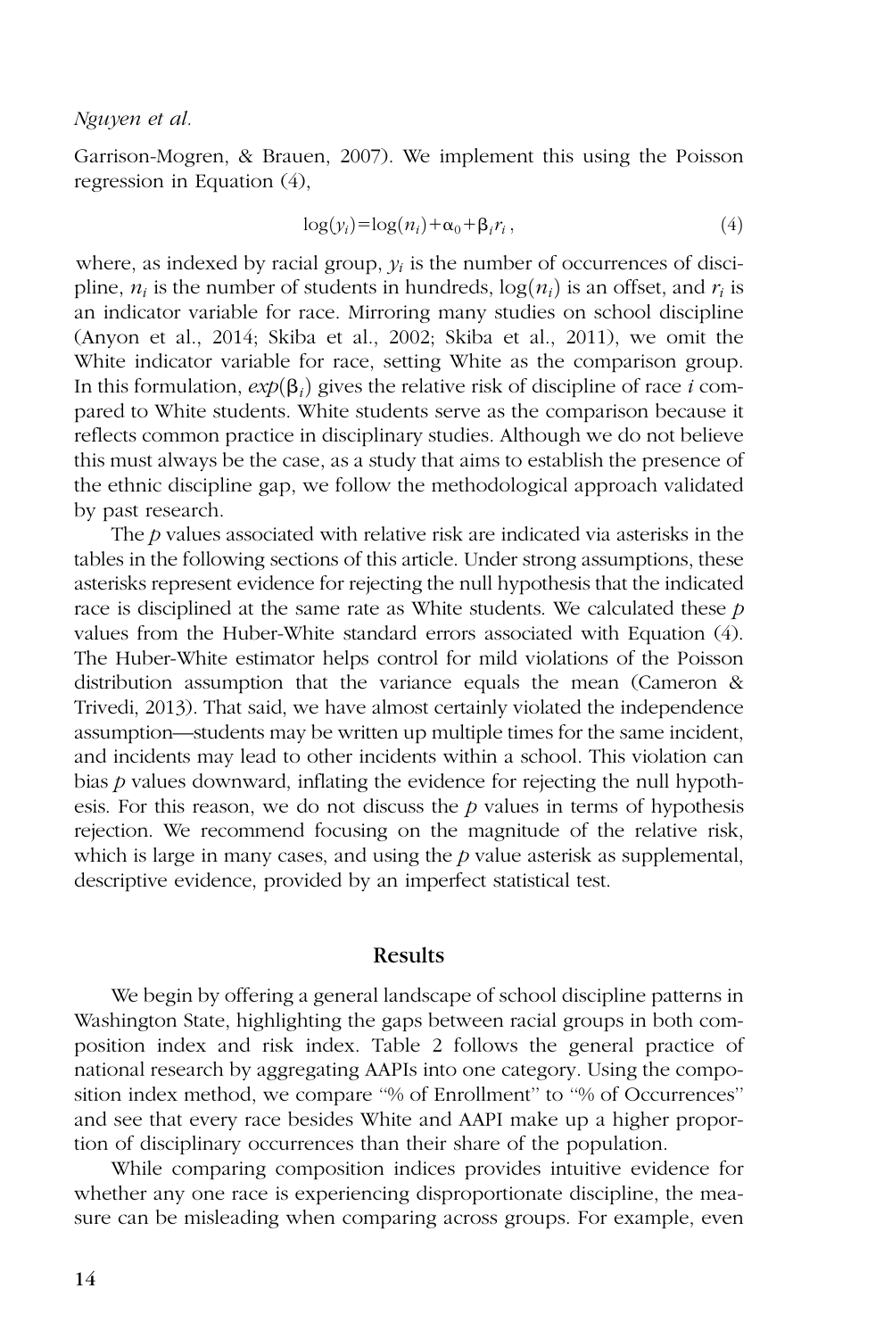Garrison-Mogren, & Brauen, 2007). We implement this using the Poisson regression in Equation (4),

$$\log(y_i) = \log(n_i) + \alpha_0 + \beta_i r_i \,, \tag{4}$$

where, as indexed by racial group, $y_i$ is the number of occurrences of discipline, $n_i$ is the number of students in hundreds, $\log(n_i)$ is an offset, and $r_i$ is an indicator variable for race. Mirroring many studies on school discipline (Anyon et al., 2014; Skiba et al., 2002; Skiba et al., 2011), we omit the White indicator variable for race, setting White as the comparison group. In this formulation, $exp(\beta_i)$ gives the relative risk of discipline of race $i$ compared to White students. White students serve as the comparison because it reflects common practice in disciplinary studies. Although we do not believe this must always be the case, as a study that aims to establish the presence of the ethnic discipline gap, we follow the methodological approach validated by past research.

The $p$ values associated with relative risk are indicated via asterisks in the tables in the following sections of this article. Under strong assumptions, these asterisks represent evidence for rejecting the null hypothesis that the indicated race is disciplined at the same rate as White students. We calculated these $p$ values from the Huber-White standard errors associated with Equation (4). The Huber-White estimator helps control for mild violations of the Poisson distribution assumption that the variance equals the mean (Cameron & Trivedi, 2013). That said, we have almost certainly violated the independence assumption—students may be written up multiple times for the same incident, and incidents may lead to other incidents within a school. This violation can bias $p$ values downward, inflating the evidence for rejecting the null hypothesis. For this reason, we do not discuss the $p$ values in terms of hypothesis rejection. We recommend focusing on the magnitude of the relative risk, which is large in many cases, and using the $p$ value asterisk as supplemental, descriptive evidence, provided by an imperfect statistical test.

## Results

We begin by offering a general landscape of school discipline patterns in Washington State, highlighting the gaps between racial groups in both composition index and risk index. Table 2 follows the general practice of national research by aggregating AAPIs into one category. Using the composition index method, we compare "% of Enrollment" to "% of Occurrences" and see that every race besides White and AAPI make up a higher proportion of disciplinary occurrences than their share of the population.

While comparing composition indices provides intuitive evidence for whether any one race is experiencing disproportionate discipline, the measure can be misleading when comparing across groups. For example, even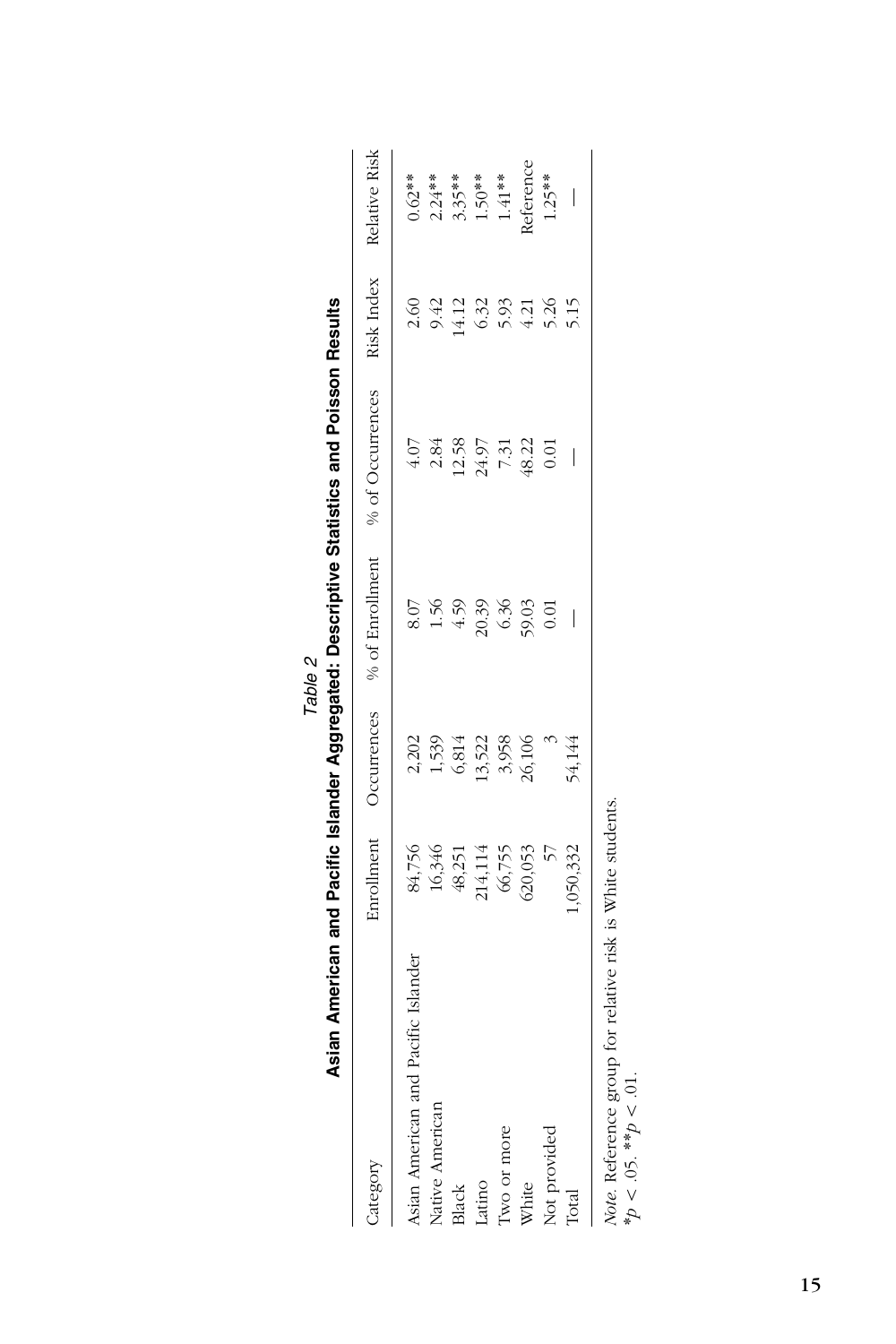*Table 2*

**Asian American and Pacific Islander Aggregated: Descriptive Statistics and Poisson Results**

| Category | Enrollment | Occurrences | % of Enrollment | % of Occurrences | Risk Index | Relative Risk |
|---|---|---|---|---|---|---|
| Asian American and Pacific Islander | 84,756 | 2,202 | 8.07 | 4.07 | 2.60 | 0.62** |
| Native American | 16,346 | 1,539 | 1.56 | 2.84 | 9.42 | 2.24** |
| Black | 48,251 | 6,814 | 4.59 | 12.58 | 14.12 | 3.35** |
| Latino | 214,114 | 13,522 | 20.39 | 24.97 | 6.32 | 1.50** |
| Two or more | 66,755 | 3,958 | 6.36 | 7.31 | 5.93 | 1.41** |
| White | 620,053 | 26,106 | 59.03 | 48.22 | 4.21 | Reference |
| Not provided | 57 | 3 | 0.01 | 0.01 | 5.26 | 1.25** |
| Total | 1,050,332 | 54,144 | — | — | 5.15 | — |

*Note.* Reference group for relative risk is White students.
$*p < .05$. $**p < .01$.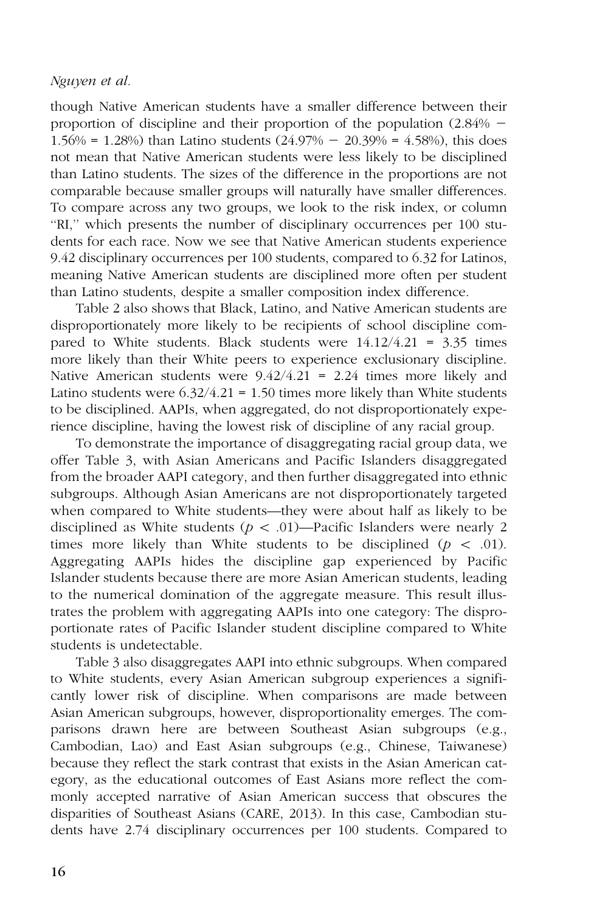though Native American students have a smaller difference between their proportion of discipline and their proportion of the population (2.84% − 1.56% = 1.28%) than Latino students (24.97% − 20.39% = 4.58%), this does not mean that Native American students were less likely to be disciplined than Latino students. The sizes of the difference in the proportions are not comparable because smaller groups will naturally have smaller differences. To compare across any two groups, we look to the risk index, or column "RI," which presents the number of disciplinary occurrences per 100 students for each race. Now we see that Native American students experience 9.42 disciplinary occurrences per 100 students, compared to 6.32 for Latinos, meaning Native American students are disciplined more often per student than Latino students, despite a smaller composition index difference.

Table 2 also shows that Black, Latino, and Native American students are disproportionately more likely to be recipients of school discipline compared to White students. Black students were 14.12/4.21 = 3.35 times more likely than their White peers to experience exclusionary discipline. Native American students were 9.42/4.21 = 2.24 times more likely and Latino students were 6.32/4.21 = 1.50 times more likely than White students to be disciplined. AAPIs, when aggregated, do not disproportionately experience discipline, having the lowest risk of discipline of any racial group.

To demonstrate the importance of disaggregating racial group data, we offer Table 3, with Asian Americans and Pacific Islanders disaggregated from the broader AAPI category, and then further disaggregated into ethnic subgroups. Although Asian Americans are not disproportionately targeted when compared to White students—they were about half as likely to be disciplined as White students ($p < .01$)—Pacific Islanders were nearly 2 times more likely than White students to be disciplined ($p < .01$). Aggregating AAPIs hides the discipline gap experienced by Pacific Islander students because there are more Asian American students, leading to the numerical domination of the aggregate measure. This result illustrates the problem with aggregating AAPIs into one category: The disproportionate rates of Pacific Islander student discipline compared to White students is undetectable.

Table 3 also disaggregates AAPI into ethnic subgroups. When compared to White students, every Asian American subgroup experiences a significantly lower risk of discipline. When comparisons are made between Asian American subgroups, however, disproportionality emerges. The comparisons drawn here are between Southeast Asian subgroups (e.g., Cambodian, Lao) and East Asian subgroups (e.g., Chinese, Taiwanese) because they reflect the stark contrast that exists in the Asian American category, as the educational outcomes of East Asians more reflect the commonly accepted narrative of Asian American success that obscures the disparities of Southeast Asians (CARE, 2013). In this case, Cambodian students have 2.74 disciplinary occurrences per 100 students. Compared to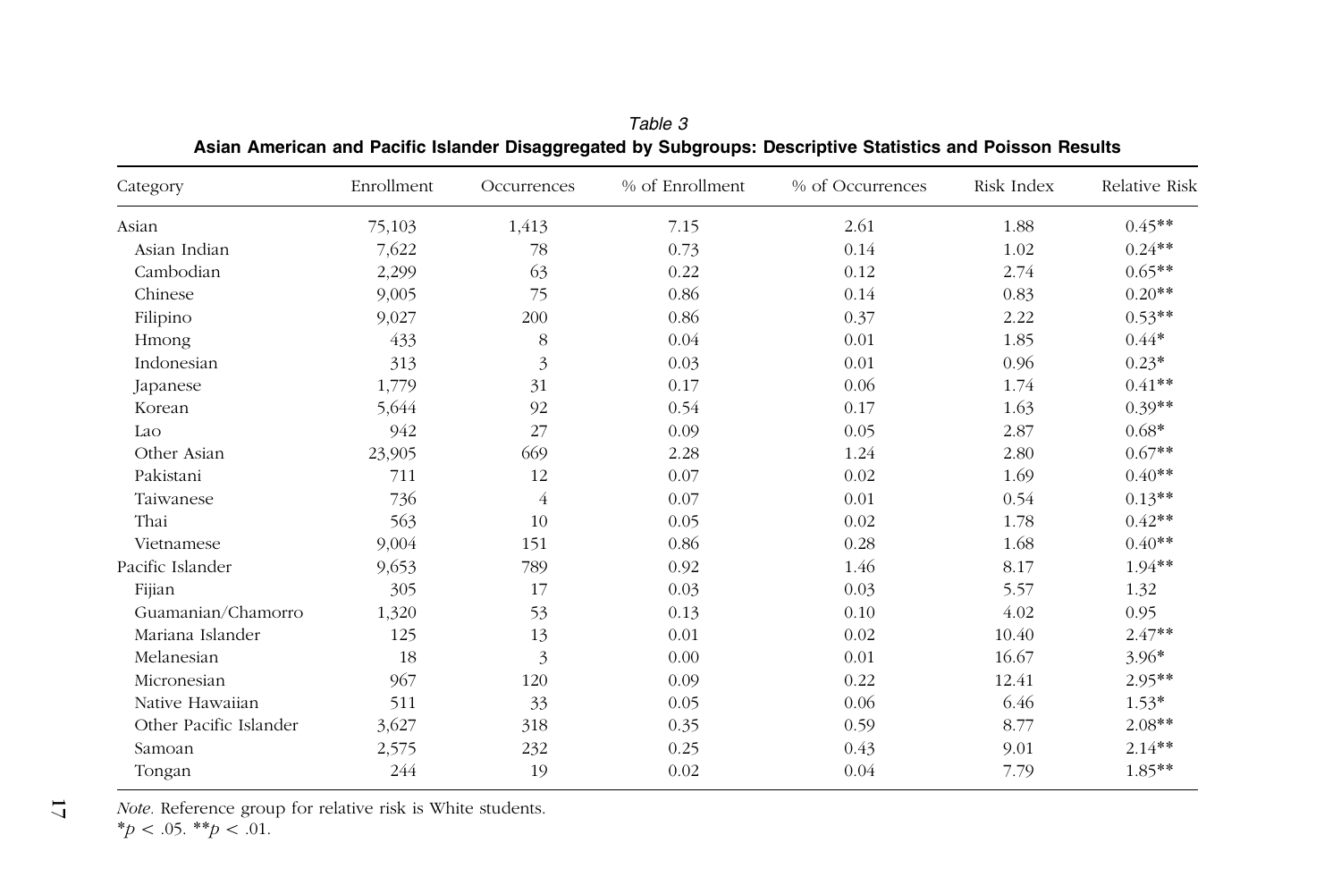*Table 3*

**Asian American and Pacific Islander Disaggregated by Subgroups: Descriptive Statistics and Poisson Results**

| Category | Enrollment | Occurrences | % of Enrollment | % of Occurrences | Risk Index | Relative Risk |
|---|---|---|---|---|---|---|
| Asian | 75,103 | 1,413 | 7.15 | 2.61 | 1.88 | 0.45** |
| Asian Indian | 7,622 | 78 | 0.73 | 0.14 | 1.02 | 0.24** |
| Cambodian | 2,299 | 63 | 0.22 | 0.12 | 2.74 | 0.65** |
| Chinese | 9,005 | 75 | 0.86 | 0.14 | 0.83 | 0.20** |
| Filipino | 9,027 | 200 | 0.86 | 0.37 | 2.22 | 0.53** |
| Hmong | 433 | 8 | 0.04 | 0.01 | 1.85 | 0.44* |
| Indonesian | 313 | 3 | 0.03 | 0.01 | 0.96 | 0.23* |
| Japanese | 1,779 | 31 | 0.17 | 0.06 | 1.74 | 0.41** |
| Korean | 5,644 | 92 | 0.54 | 0.17 | 1.63 | 0.39** |
| Lao | 942 | 27 | 0.09 | 0.05 | 2.87 | 0.68* |
| Other Asian | 23,905 | 669 | 2.28 | 1.24 | 2.80 | 0.67** |
| Pakistani | 711 | 12 | 0.07 | 0.02 | 1.69 | 0.40** |
| Taiwanese | 736 | 4 | 0.07 | 0.01 | 0.54 | 0.13** |
| Thai | 563 | 10 | 0.05 | 0.02 | 1.78 | 0.42** |
| Vietnamese | 9,004 | 151 | 0.86 | 0.28 | 1.68 | 0.40** |
| Pacific Islander | 9,653 | 789 | 0.92 | 1.46 | 8.17 | 1.94** |
| Fijian | 305 | 17 | 0.03 | 0.03 | 5.57 | 1.32 |
| Guamanian/Chamorro | 1,320 | 53 | 0.13 | 0.10 | 4.02 | 0.95 |
| Mariana Islander | 125 | 13 | 0.01 | 0.02 | 10.40 | 2.47** |
| Melanesian | 18 | 3 | 0.00 | 0.01 | 16.67 | 3.96* |
| Micronesian | 967 | 120 | 0.09 | 0.22 | 12.41 | 2.95** |
| Native Hawaiian | 511 | 33 | 0.05 | 0.06 | 6.46 | 1.53* |
| Other Pacific Islander | 3,627 | 318 | 0.35 | 0.59 | 8.77 | 2.08** |
| Samoan | 2,575 | 232 | 0.25 | 0.43 | 9.01 | 2.14** |
| Tongan | 244 | 19 | 0.02 | 0.04 | 7.79 | 1.85** |

*Note.* Reference group for relative risk is White students.
*$p < .05$. **$p < .01$.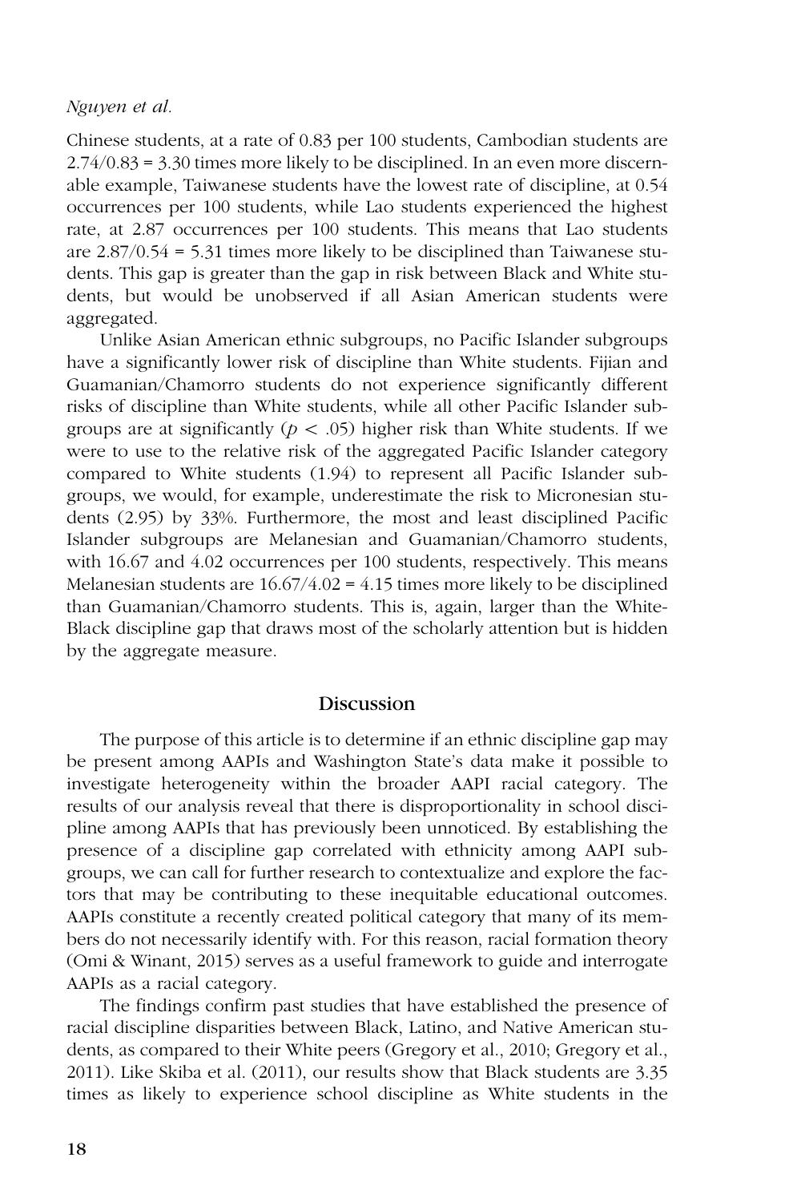Chinese students, at a rate of 0.83 per 100 students, Cambodian students are 2.74/0.83 = 3.30 times more likely to be disciplined. In an even more discernable example, Taiwanese students have the lowest rate of discipline, at 0.54 occurrences per 100 students, while Lao students experienced the highest rate, at 2.87 occurrences per 100 students. This means that Lao students are 2.87/0.54 = 5.31 times more likely to be disciplined than Taiwanese students. This gap is greater than the gap in risk between Black and White students, but would be unobserved if all Asian American students were aggregated.

Unlike Asian American ethnic subgroups, no Pacific Islander subgroups have a significantly lower risk of discipline than White students. Fijian and Guamanian/Chamorro students do not experience significantly different risks of discipline than White students, while all other Pacific Islander subgroups are at significantly ($p < .05$) higher risk than White students. If we were to use to the relative risk of the aggregated Pacific Islander category compared to White students (1.94) to represent all Pacific Islander subgroups, we would, for example, underestimate the risk to Micronesian students (2.95) by 33%. Furthermore, the most and least disciplined Pacific Islander subgroups are Melanesian and Guamanian/Chamorro students, with 16.67 and 4.02 occurrences per 100 students, respectively. This means Melanesian students are 16.67/4.02 = 4.15 times more likely to be disciplined than Guamanian/Chamorro students. This is, again, larger than the White-Black discipline gap that draws most of the scholarly attention but is hidden by the aggregate measure.

## Discussion

The purpose of this article is to determine if an ethnic discipline gap may be present among AAPIs and Washington State's data make it possible to investigate heterogeneity within the broader AAPI racial category. The results of our analysis reveal that there is disproportionality in school discipline among AAPIs that has previously been unnoticed. By establishing the presence of a discipline gap correlated with ethnicity among AAPI subgroups, we can call for further research to contextualize and explore the factors that may be contributing to these inequitable educational outcomes. AAPIs constitute a recently created political category that many of its members do not necessarily identify with. For this reason, racial formation theory (Omi & Winant, 2015) serves as a useful framework to guide and interrogate AAPIs as a racial category.

The findings confirm past studies that have established the presence of racial discipline disparities between Black, Latino, and Native American students, as compared to their White peers (Gregory et al., 2010; Gregory et al., 2011). Like Skiba et al. (2011), our results show that Black students are 3.35 times as likely to experience school discipline as White students in the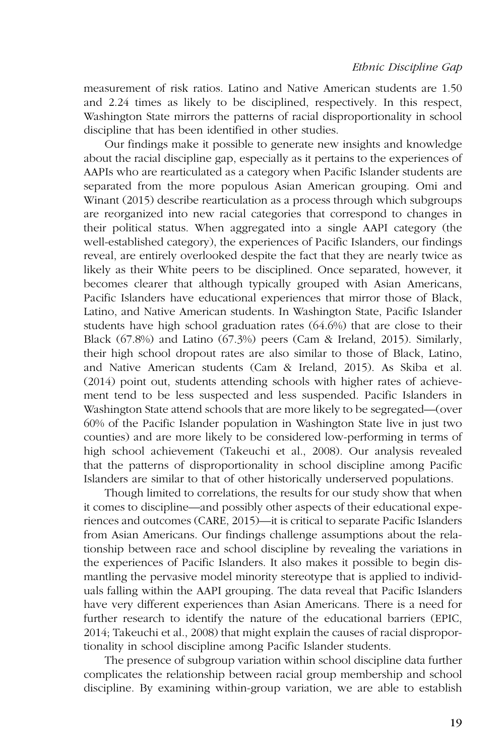measurement of risk ratios. Latino and Native American students are 1.50 and 2.24 times as likely to be disciplined, respectively. In this respect, Washington State mirrors the patterns of racial disproportionality in school discipline that has been identified in other studies.

Our findings make it possible to generate new insights and knowledge about the racial discipline gap, especially as it pertains to the experiences of AAPIs who are rearticulated as a category when Pacific Islander students are separated from the more populous Asian American grouping. Omi and Winant (2015) describe rearticulation as a process through which subgroups are reorganized into new racial categories that correspond to changes in their political status. When aggregated into a single AAPI category (the well-established category), the experiences of Pacific Islanders, our findings reveal, are entirely overlooked despite the fact that they are nearly twice as likely as their White peers to be disciplined. Once separated, however, it becomes clearer that although typically grouped with Asian Americans, Pacific Islanders have educational experiences that mirror those of Black, Latino, and Native American students. In Washington State, Pacific Islander students have high school graduation rates (64.6%) that are close to their Black (67.8%) and Latino (67.3%) peers (Cam & Ireland, 2015). Similarly, their high school dropout rates are also similar to those of Black, Latino, and Native American students (Cam & Ireland, 2015). As Skiba et al. (2014) point out, students attending schools with higher rates of achievement tend to be less suspected and less suspended. Pacific Islanders in Washington State attend schools that are more likely to be segregated—(over 60% of the Pacific Islander population in Washington State live in just two counties) and are more likely to be considered low-performing in terms of high school achievement (Takeuchi et al., 2008). Our analysis revealed that the patterns of disproportionality in school discipline among Pacific Islanders are similar to that of other historically underserved populations.

Though limited to correlations, the results for our study show that when it comes to discipline—and possibly other aspects of their educational experiences and outcomes (CARE, 2015)—it is critical to separate Pacific Islanders from Asian Americans. Our findings challenge assumptions about the relationship between race and school discipline by revealing the variations in the experiences of Pacific Islanders. It also makes it possible to begin dismantling the pervasive model minority stereotype that is applied to individuals falling within the AAPI grouping. The data reveal that Pacific Islanders have very different experiences than Asian Americans. There is a need for further research to identify the nature of the educational barriers (EPIC, 2014; Takeuchi et al., 2008) that might explain the causes of racial disproportionality in school discipline among Pacific Islander students.

The presence of subgroup variation within school discipline data further complicates the relationship between racial group membership and school discipline. By examining within-group variation, we are able to establish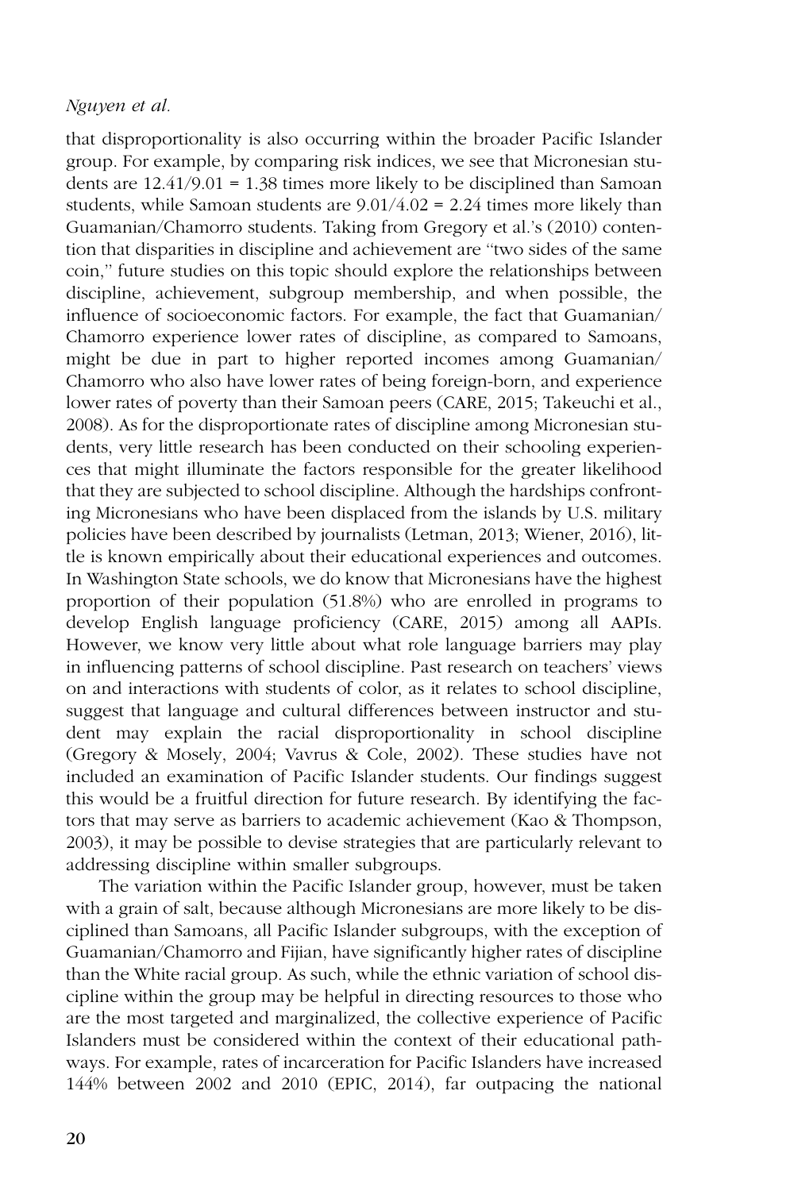that disproportionality is also occurring within the broader Pacific Islander group. For example, by comparing risk indices, we see that Micronesian students are $12.41/9.01 = 1.38$ times more likely to be disciplined than Samoan students, while Samoan students are $9.01/4.02 = 2.24$ times more likely than Guamanian/Chamorro students. Taking from Gregory et al.'s (2010) contention that disparities in discipline and achievement are "two sides of the same coin," future studies on this topic should explore the relationships between discipline, achievement, subgroup membership, and when possible, the influence of socioeconomic factors. For example, the fact that Guamanian/Chamorro experience lower rates of discipline, as compared to Samoans, might be due in part to higher reported incomes among Guamanian/Chamorro who also have lower rates of being foreign-born, and experience lower rates of poverty than their Samoan peers (CARE, 2015; Takeuchi et al., 2008). As for the disproportionate rates of discipline among Micronesian students, very little research has been conducted on their schooling experiences that might illuminate the factors responsible for the greater likelihood that they are subjected to school discipline. Although the hardships confronting Micronesians who have been displaced from the islands by U.S. military policies have been described by journalists (Letman, 2013; Wiener, 2016), little is known empirically about their educational experiences and outcomes. In Washington State schools, we do know that Micronesians have the highest proportion of their population (51.8%) who are enrolled in programs to develop English language proficiency (CARE, 2015) among all AAPIs. However, we know very little about what role language barriers may play in influencing patterns of school discipline. Past research on teachers' views on and interactions with students of color, as it relates to school discipline, suggest that language and cultural differences between instructor and student may explain the racial disproportionality in school discipline (Gregory & Mosely, 2004; Vavrus & Cole, 2002). These studies have not included an examination of Pacific Islander students. Our findings suggest this would be a fruitful direction for future research. By identifying the factors that may serve as barriers to academic achievement (Kao & Thompson, 2003), it may be possible to devise strategies that are particularly relevant to addressing discipline within smaller subgroups.

The variation within the Pacific Islander group, however, must be taken with a grain of salt, because although Micronesians are more likely to be disciplined than Samoans, all Pacific Islander subgroups, with the exception of Guamanian/Chamorro and Fijian, have significantly higher rates of discipline than the White racial group. As such, while the ethnic variation of school discipline within the group may be helpful in directing resources to those who are the most targeted and marginalized, the collective experience of Pacific Islanders must be considered within the context of their educational pathways. For example, rates of incarceration for Pacific Islanders have increased 144% between 2002 and 2010 (EPIC, 2014), far outpacing the national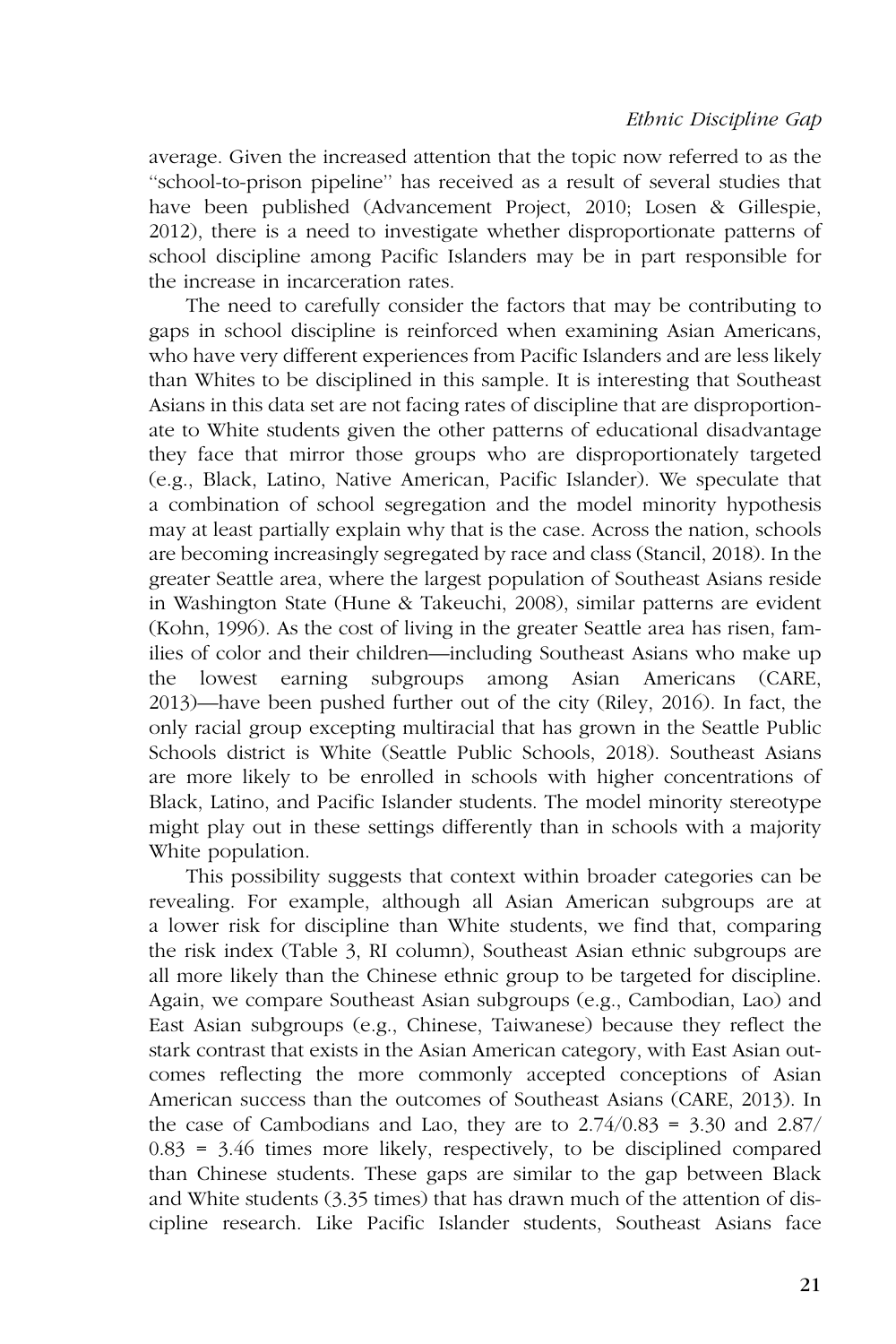average. Given the increased attention that the topic now referred to as the "school-to-prison pipeline" has received as a result of several studies that have been published (Advancement Project, 2010; Losen & Gillespie, 2012), there is a need to investigate whether disproportionate patterns of school discipline among Pacific Islanders may be in part responsible for the increase in incarceration rates.

The need to carefully consider the factors that may be contributing to gaps in school discipline is reinforced when examining Asian Americans, who have very different experiences from Pacific Islanders and are less likely than Whites to be disciplined in this sample. It is interesting that Southeast Asians in this data set are not facing rates of discipline that are disproportionate to White students given the other patterns of educational disadvantage they face that mirror those groups who are disproportionately targeted (e.g., Black, Latino, Native American, Pacific Islander). We speculate that a combination of school segregation and the model minority hypothesis may at least partially explain why that is the case. Across the nation, schools are becoming increasingly segregated by race and class (Stancil, 2018). In the greater Seattle area, where the largest population of Southeast Asians reside in Washington State (Hune & Takeuchi, 2008), similar patterns are evident (Kohn, 1996). As the cost of living in the greater Seattle area has risen, families of color and their children—including Southeast Asians who make up the lowest earning subgroups among Asian Americans (CARE, 2013)—have been pushed further out of the city (Riley, 2016). In fact, the only racial group excepting multiracial that has grown in the Seattle Public Schools district is White (Seattle Public Schools, 2018). Southeast Asians are more likely to be enrolled in schools with higher concentrations of Black, Latino, and Pacific Islander students. The model minority stereotype might play out in these settings differently than in schools with a majority White population.

This possibility suggests that context within broader categories can be revealing. For example, although all Asian American subgroups are at a lower risk for discipline than White students, we find that, comparing the risk index (Table 3, RI column), Southeast Asian ethnic subgroups are all more likely than the Chinese ethnic group to be targeted for discipline. Again, we compare Southeast Asian subgroups (e.g., Cambodian, Lao) and East Asian subgroups (e.g., Chinese, Taiwanese) because they reflect the stark contrast that exists in the Asian American category, with East Asian outcomes reflecting the more commonly accepted conceptions of Asian American success than the outcomes of Southeast Asians (CARE, 2013). In the case of Cambodians and Lao, they are to $2.74/0.83 = 3.30$ and $2.87/0.83 = 3.46$ times more likely, respectively, to be disciplined compared than Chinese students. These gaps are similar to the gap between Black and White students (3.35 times) that has drawn much of the attention of discipline research. Like Pacific Islander students, Southeast Asians face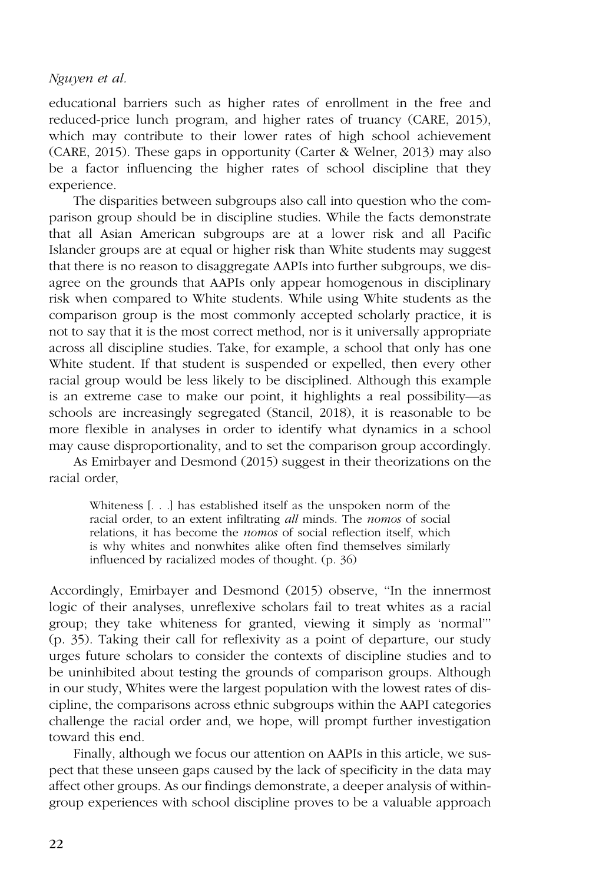educational barriers such as higher rates of enrollment in the free and reduced-price lunch program, and higher rates of truancy (CARE, 2015), which may contribute to their lower rates of high school achievement (CARE, 2015). These gaps in opportunity (Carter & Welner, 2013) may also be a factor influencing the higher rates of school discipline that they experience.

The disparities between subgroups also call into question who the comparison group should be in discipline studies. While the facts demonstrate that all Asian American subgroups are at a lower risk and all Pacific Islander groups are at equal or higher risk than White students may suggest that there is no reason to disaggregate AAPIs into further subgroups, we disagree on the grounds that AAPIs only appear homogenous in disciplinary risk when compared to White students. While using White students as the comparison group is the most commonly accepted scholarly practice, it is not to say that it is the most correct method, nor is it universally appropriate across all discipline studies. Take, for example, a school that only has one White student. If that student is suspended or expelled, then every other racial group would be less likely to be disciplined. Although this example is an extreme case to make our point, it highlights a real possibility—as schools are increasingly segregated (Stancil, 2018), it is reasonable to be more flexible in analyses in order to identify what dynamics in a school may cause disproportionality, and to set the comparison group accordingly.

As Emirbayer and Desmond (2015) suggest in their theorizations on the racial order,

> Whiteness [. . .] has established itself as the unspoken norm of the racial order, to an extent infiltrating *all* minds. The *nomos* of social relations, it has become the *nomos* of social reflection itself, which is why whites and nonwhites alike often find themselves similarly influenced by racialized modes of thought. (p. 36)

Accordingly, Emirbayer and Desmond (2015) observe, "In the innermost logic of their analyses, unreflexive scholars fail to treat whites as a racial group; they take whiteness for granted, viewing it simply as 'normal'" (p. 35). Taking their call for reflexivity as a point of departure, our study urges future scholars to consider the contexts of discipline studies and to be uninhibited about testing the grounds of comparison groups. Although in our study, Whites were the largest population with the lowest rates of discipline, the comparisons across ethnic subgroups within the AAPI categories challenge the racial order and, we hope, will prompt further investigation toward this end.

Finally, although we focus our attention on AAPIs in this article, we suspect that these unseen gaps caused by the lack of specificity in the data may affect other groups. As our findings demonstrate, a deeper analysis of within-group experiences with school discipline proves to be a valuable approach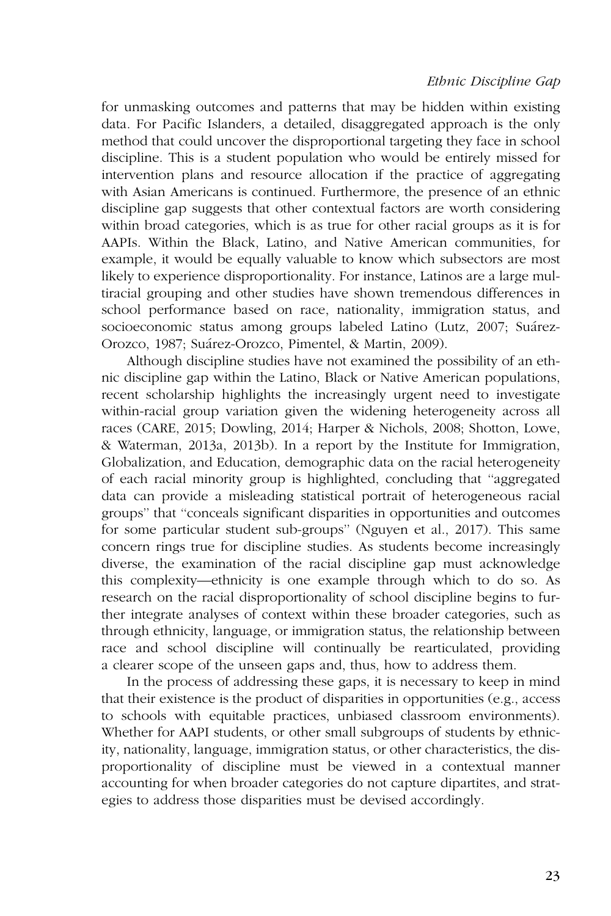for unmasking outcomes and patterns that may be hidden within existing data. For Pacific Islanders, a detailed, disaggregated approach is the only method that could uncover the disproportional targeting they face in school discipline. This is a student population who would be entirely missed for intervention plans and resource allocation if the practice of aggregating with Asian Americans is continued. Furthermore, the presence of an ethnic discipline gap suggests that other contextual factors are worth considering within broad categories, which is as true for other racial groups as it is for AAPIs. Within the Black, Latino, and Native American communities, for example, it would be equally valuable to know which subsectors are most likely to experience disproportionality. For instance, Latinos are a large multiracial grouping and other studies have shown tremendous differences in school performance based on race, nationality, immigration status, and socioeconomic status among groups labeled Latino (Lutz, 2007; Suárez-Orozco, 1987; Suárez-Orozco, Pimentel, & Martin, 2009).

Although discipline studies have not examined the possibility of an ethnic discipline gap within the Latino, Black or Native American populations, recent scholarship highlights the increasingly urgent need to investigate within-racial group variation given the widening heterogeneity across all races (CARE, 2015; Dowling, 2014; Harper & Nichols, 2008; Shotton, Lowe, & Waterman, 2013a, 2013b). In a report by the Institute for Immigration, Globalization, and Education, demographic data on the racial heterogeneity of each racial minority group is highlighted, concluding that "aggregated data can provide a misleading statistical portrait of heterogeneous racial groups" that "conceals significant disparities in opportunities and outcomes for some particular student sub-groups" (Nguyen et al., 2017). This same concern rings true for discipline studies. As students become increasingly diverse, the examination of the racial discipline gap must acknowledge this complexity—ethnicity is one example through which to do so. As research on the racial disproportionality of school discipline begins to further integrate analyses of context within these broader categories, such as through ethnicity, language, or immigration status, the relationship between race and school discipline will continually be rearticulated, providing a clearer scope of the unseen gaps and, thus, how to address them.

In the process of addressing these gaps, it is necessary to keep in mind that their existence is the product of disparities in opportunities (e.g., access to schools with equitable practices, unbiased classroom environments). Whether for AAPI students, or other small subgroups of students by ethnicity, nationality, language, immigration status, or other characteristics, the disproportionality of discipline must be viewed in a contextual manner accounting for when broader categories do not capture dipartites, and strategies to address those disparities must be devised accordingly.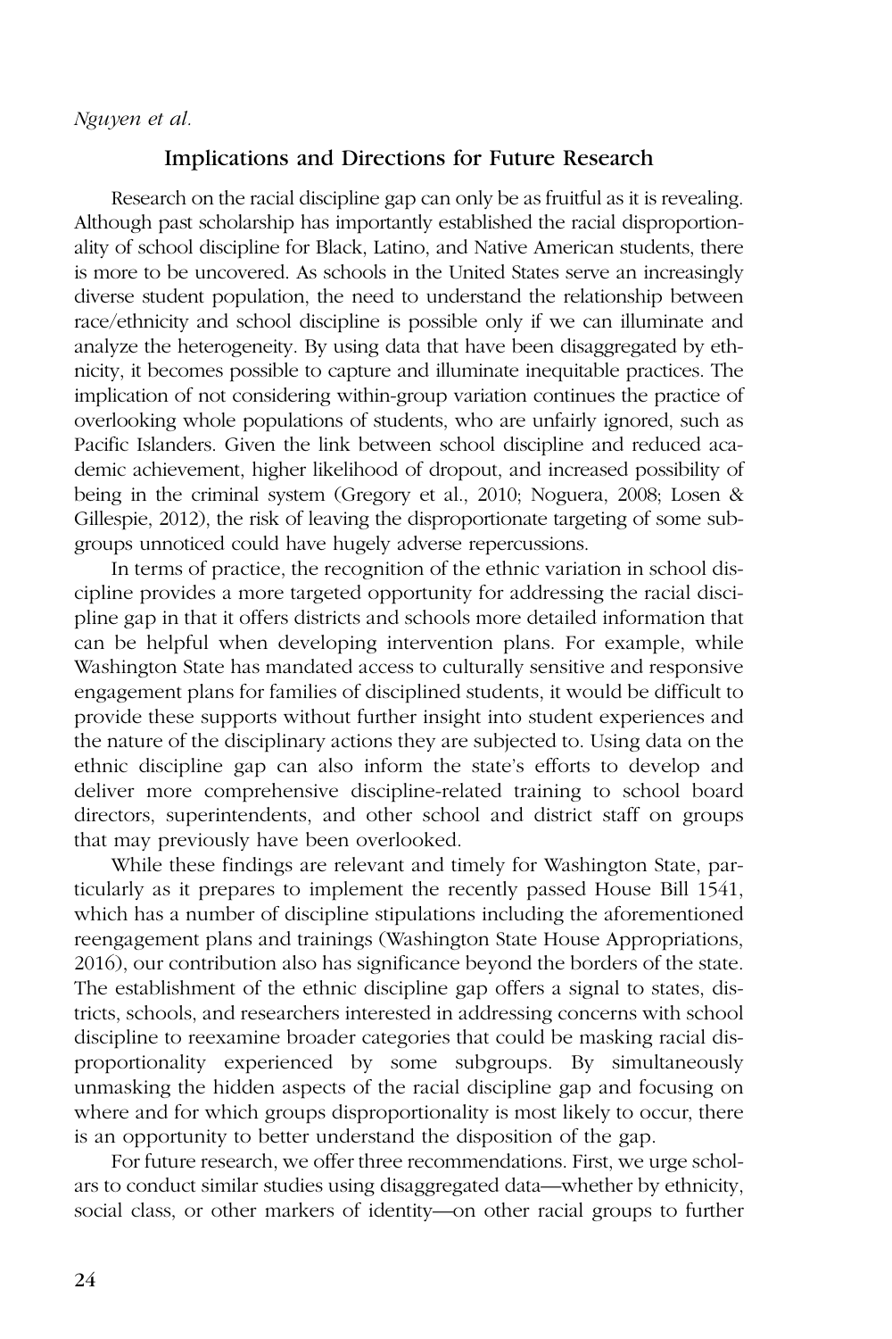## Implications and Directions for Future Research

Research on the racial discipline gap can only be as fruitful as it is revealing. Although past scholarship has importantly established the racial disproportionality of school discipline for Black, Latino, and Native American students, there is more to be uncovered. As schools in the United States serve an increasingly diverse student population, the need to understand the relationship between race/ethnicity and school discipline is possible only if we can illuminate and analyze the heterogeneity. By using data that have been disaggregated by ethnicity, it becomes possible to capture and illuminate inequitable practices. The implication of not considering within-group variation continues the practice of overlooking whole populations of students, who are unfairly ignored, such as Pacific Islanders. Given the link between school discipline and reduced academic achievement, higher likelihood of dropout, and increased possibility of being in the criminal system (Gregory et al., 2010; Noguera, 2008; Losen & Gillespie, 2012), the risk of leaving the disproportionate targeting of some subgroups unnoticed could have hugely adverse repercussions.

In terms of practice, the recognition of the ethnic variation in school discipline provides a more targeted opportunity for addressing the racial discipline gap in that it offers districts and schools more detailed information that can be helpful when developing intervention plans. For example, while Washington State has mandated access to culturally sensitive and responsive engagement plans for families of disciplined students, it would be difficult to provide these supports without further insight into student experiences and the nature of the disciplinary actions they are subjected to. Using data on the ethnic discipline gap can also inform the state's efforts to develop and deliver more comprehensive discipline-related training to school board directors, superintendents, and other school and district staff on groups that may previously have been overlooked.

While these findings are relevant and timely for Washington State, particularly as it prepares to implement the recently passed House Bill 1541, which has a number of discipline stipulations including the aforementioned reengagement plans and trainings (Washington State House Appropriations, 2016), our contribution also has significance beyond the borders of the state. The establishment of the ethnic discipline gap offers a signal to states, districts, schools, and researchers interested in addressing concerns with school discipline to reexamine broader categories that could be masking racial disproportionality experienced by some subgroups. By simultaneously unmasking the hidden aspects of the racial discipline gap and focusing on where and for which groups disproportionality is most likely to occur, there is an opportunity to better understand the disposition of the gap.

For future research, we offer three recommendations. First, we urge scholars to conduct similar studies using disaggregated data—whether by ethnicity, social class, or other markers of identity—on other racial groups to further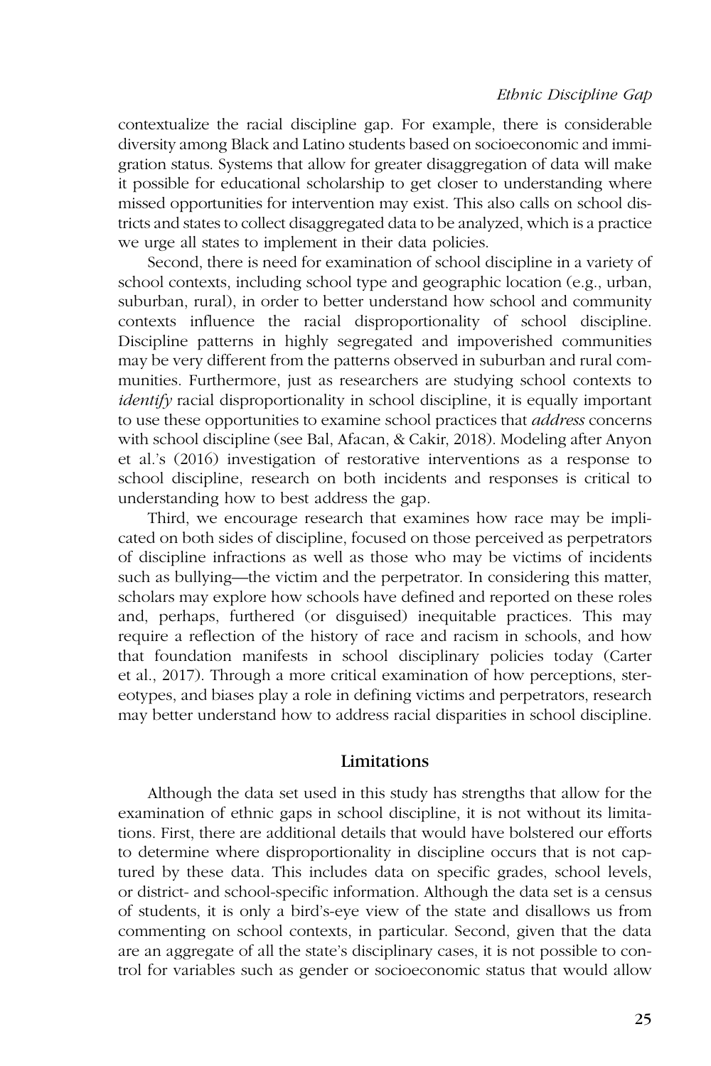contextualize the racial discipline gap. For example, there is considerable diversity among Black and Latino students based on socioeconomic and immigration status. Systems that allow for greater disaggregation of data will make it possible for educational scholarship to get closer to understanding where missed opportunities for intervention may exist. This also calls on school districts and states to collect disaggregated data to be analyzed, which is a practice we urge all states to implement in their data policies.

Second, there is need for examination of school discipline in a variety of school contexts, including school type and geographic location (e.g., urban, suburban, rural), in order to better understand how school and community contexts influence the racial disproportionality of school discipline. Discipline patterns in highly segregated and impoverished communities may be very different from the patterns observed in suburban and rural communities. Furthermore, just as researchers are studying school contexts to *identify* racial disproportionality in school discipline, it is equally important to use these opportunities to examine school practices that *address* concerns with school discipline (see Bal, Afacan, & Cakir, 2018). Modeling after Anyon et al.'s (2016) investigation of restorative interventions as a response to school discipline, research on both incidents and responses is critical to understanding how to best address the gap.

Third, we encourage research that examines how race may be implicated on both sides of discipline, focused on those perceived as perpetrators of discipline infractions as well as those who may be victims of incidents such as bullying—the victim and the perpetrator. In considering this matter, scholars may explore how schools have defined and reported on these roles and, perhaps, furthered (or disguised) inequitable practices. This may require a reflection of the history of race and racism in schools, and how that foundation manifests in school disciplinary policies today (Carter et al., 2017). Through a more critical examination of how perceptions, stereotypes, and biases play a role in defining victims and perpetrators, research may better understand how to address racial disparities in school discipline.

## Limitations

Although the data set used in this study has strengths that allow for the examination of ethnic gaps in school discipline, it is not without its limitations. First, there are additional details that would have bolstered our efforts to determine where disproportionality in discipline occurs that is not captured by these data. This includes data on specific grades, school levels, or district- and school-specific information. Although the data set is a census of students, it is only a bird's-eye view of the state and disallows us from commenting on school contexts, in particular. Second, given that the data are an aggregate of all the state's disciplinary cases, it is not possible to control for variables such as gender or socioeconomic status that would allow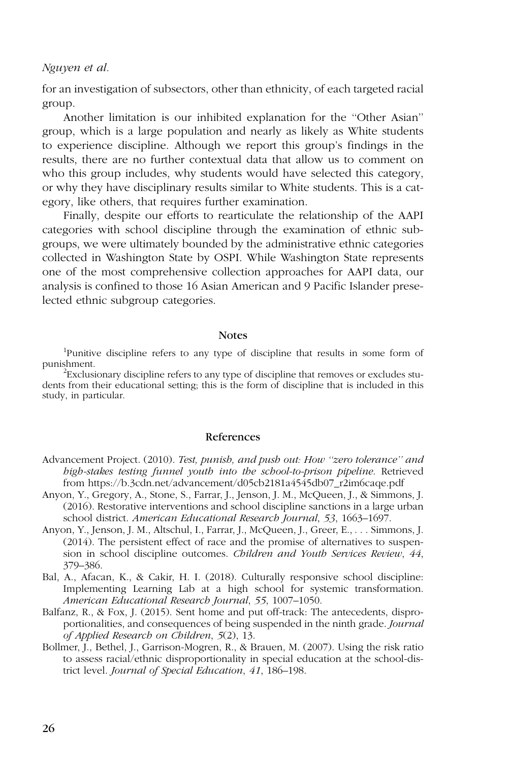for an investigation of subsectors, other than ethnicity, of each targeted racial group.

Another limitation is our inhibited explanation for the "Other Asian" group, which is a large population and nearly as likely as White students to experience discipline. Although we report this group's findings in the results, there are no further contextual data that allow us to comment on who this group includes, why students would have selected this category, or why they have disciplinary results similar to White students. This is a category, like others, that requires further examination.

Finally, despite our efforts to rearticulate the relationship of the AAPI categories with school discipline through the examination of ethnic subgroups, we were ultimately bounded by the administrative ethnic categories collected in Washington State by OSPI. While Washington State represents one of the most comprehensive collection approaches for AAPI data, our analysis is confined to those 16 Asian American and 9 Pacific Islander preselected ethnic subgroup categories.

## Notes

[1]Punitive discipline refers to any type of discipline that results in some form of punishment.

[2]Exclusionary discipline refers to any type of discipline that removes or excludes students from their educational setting; this is the form of discipline that is included in this study, in particular.

## References

Advancement Project. (2010). *Test, punish, and push out: How "zero tolerance" and high-stakes testing funnel youth into the school-to-prison pipeline.* Retrieved from https://b.3cdn.net/advancement/d05cb2181a4545db07_r2im6caqe.pdf

Anyon, Y., Gregory, A., Stone, S., Farrar, J., Jenson, J. M., McQueen, J., & Simmons, J. (2016). Restorative interventions and school discipline sanctions in a large urban school district. *American Educational Research Journal*, *53*, 1663–1697.

Anyon, Y., Jenson, J. M., Altschul, I., Farrar, J., McQueen, J., Greer, E., . . . Simmons, J. (2014). The persistent effect of race and the promise of alternatives to suspension in school discipline outcomes. *Children and Youth Services Review*, *44*, 379–386.

Bal, A., Afacan, K., & Cakir, H. I. (2018). Culturally responsive school discipline: Implementing Learning Lab at a high school for systemic transformation. *American Educational Research Journal*, *55*, 1007–1050.

Balfanz, R., & Fox, J. (2015). Sent home and put off-track: The antecedents, disproportionalities, and consequences of being suspended in the ninth grade. *Journal of Applied Research on Children*, *5*(2), 13.

Bollmer, J., Bethel, J., Garrison-Mogren, R., & Brauen, M. (2007). Using the risk ratio to assess racial/ethnic disproportionality in special education at the school-district level. *Journal of Special Education*, *41*, 186–198.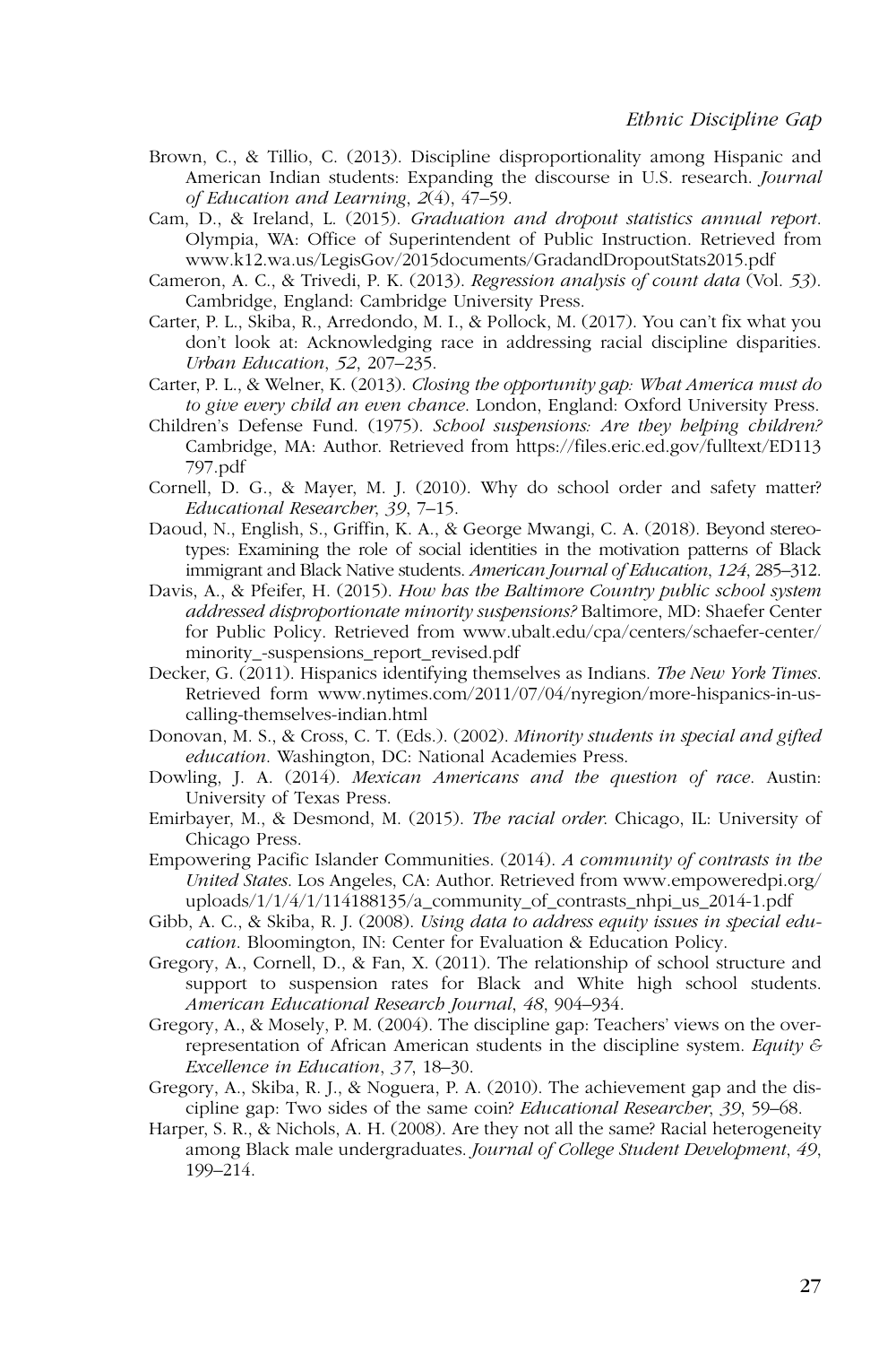Brown, C., & Tillio, C. (2013). Discipline disproportionality among Hispanic and American Indian students: Expanding the discourse in U.S. research. *Journal of Education and Learning*, *2*(4), 47–59.

Cam, D., & Ireland, L. (2015). *Graduation and dropout statistics annual report*. Olympia, WA: Office of Superintendent of Public Instruction. Retrieved from www.k12.wa.us/LegisGov/2015documents/GradandDropoutStats2015.pdf

Cameron, A. C., & Trivedi, P. K. (2013). *Regression analysis of count data* (Vol. *53*). Cambridge, England: Cambridge University Press.

Carter, P. L., Skiba, R., Arredondo, M. I., & Pollock, M. (2017). You can't fix what you don't look at: Acknowledging race in addressing racial discipline disparities. *Urban Education*, *52*, 207–235.

Carter, P. L., & Welner, K. (2013). *Closing the opportunity gap: What America must do to give every child an even chance*. London, England: Oxford University Press.

Children's Defense Fund. (1975). *School suspensions: Are they helping children?* Cambridge, MA: Author. Retrieved from https://files.eric.ed.gov/fulltext/ED113797.pdf

Cornell, D. G., & Mayer, M. J. (2010). Why do school order and safety matter? *Educational Researcher*, *39*, 7–15.

Daoud, N., English, S., Griffin, K. A., & George Mwangi, C. A. (2018). Beyond stereotypes: Examining the role of social identities in the motivation patterns of Black immigrant and Black Native students. *American Journal of Education*, *124*, 285–312.

Davis, A., & Pfeifer, H. (2015). *How has the Baltimore Country public school system addressed disproportionate minority suspensions?* Baltimore, MD: Shaefer Center for Public Policy. Retrieved from www.ubalt.edu/cpa/centers/schaefer-center/minority_-suspensions_report_revised.pdf

Decker, G. (2011). Hispanics identifying themselves as Indians. *The New York Times*. Retrieved form www.nytimes.com/2011/07/04/nyregion/more-hispanics-in-us-calling-themselves-indian.html

Donovan, M. S., & Cross, C. T. (Eds.). (2002). *Minority students in special and gifted education*. Washington, DC: National Academies Press.

Dowling, J. A. (2014). *Mexican Americans and the question of race*. Austin: University of Texas Press.

Emirbayer, M., & Desmond, M. (2015). *The racial order*. Chicago, IL: University of Chicago Press.

Empowering Pacific Islander Communities. (2014). *A community of contrasts in the United States*. Los Angeles, CA: Author. Retrieved from www.empoweredpi.org/uploads/1/1/4/1/114188135/a_community_of_contrasts_nhpi_us_2014-1.pdf

Gibb, A. C., & Skiba, R. J. (2008). *Using data to address equity issues in special education*. Bloomington, IN: Center for Evaluation & Education Policy.

Gregory, A., Cornell, D., & Fan, X. (2011). The relationship of school structure and support to suspension rates for Black and White high school students. *American Educational Research Journal*, *48*, 904–934.

Gregory, A., & Mosely, P. M. (2004). The discipline gap: Teachers' views on the overrepresentation of African American students in the discipline system. *Equity & Excellence in Education*, *37*, 18–30.

Gregory, A., Skiba, R. J., & Noguera, P. A. (2010). The achievement gap and the discipline gap: Two sides of the same coin? *Educational Researcher*, *39*, 59–68.

Harper, S. R., & Nichols, A. H. (2008). Are they not all the same? Racial heterogeneity among Black male undergraduates. *Journal of College Student Development*, *49*, 199–214.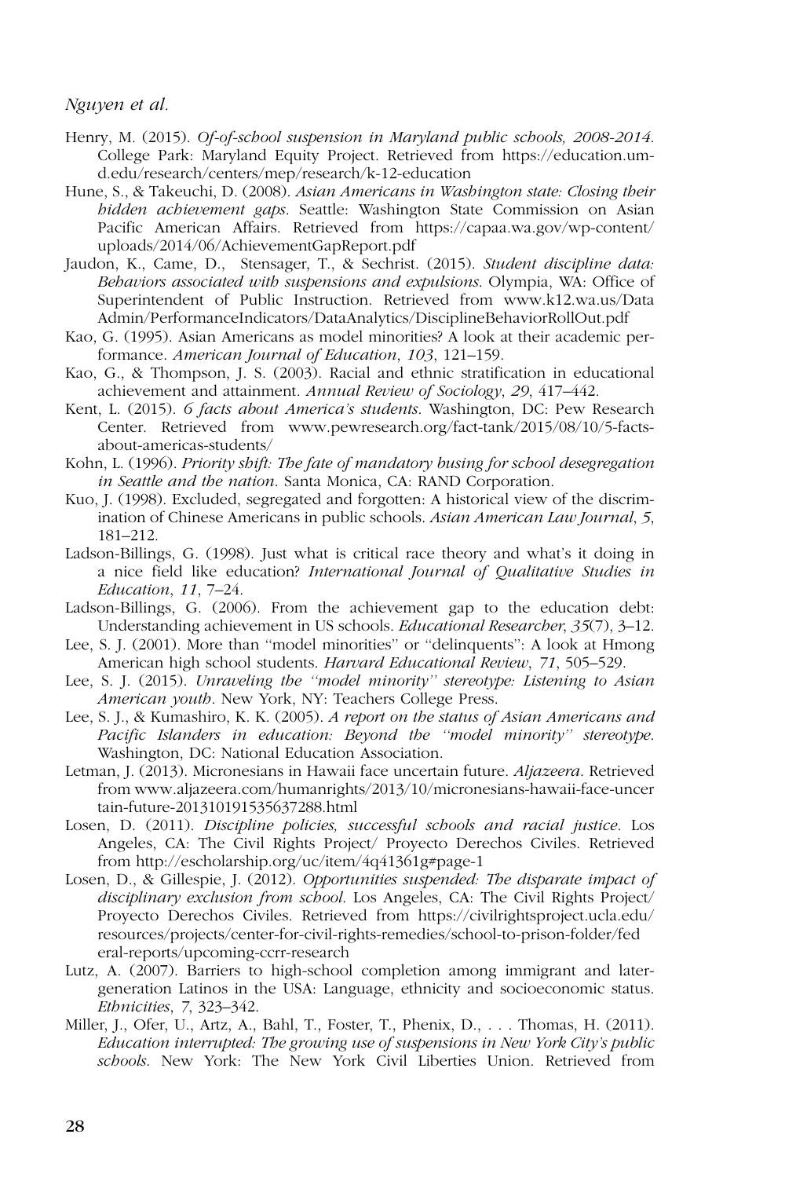Henry, M. (2015). *Of-of-school suspension in Maryland public schools, 2008-2014*. College Park: Maryland Equity Project. Retrieved from https://education.umd.edu/research/centers/mep/research/k-12-education

Hune, S., & Takeuchi, D. (2008). *Asian Americans in Washington state: Closing their hidden achievement gaps*. Seattle: Washington State Commission on Asian Pacific American Affairs. Retrieved from https://capaa.wa.gov/wp-content/uploads/2014/06/AchievementGapReport.pdf

Jaudon, K., Came, D., Stensager, T., & Sechrist. (2015). *Student discipline data: Behaviors associated with suspensions and expulsions*. Olympia, WA: Office of Superintendent of Public Instruction. Retrieved from www.k12.wa.us/DataAdmin/PerformanceIndicators/DataAnalytics/DisciplineBehaviorRollOut.pdf

Kao, G. (1995). Asian Americans as model minorities? A look at their academic performance. *American Journal of Education*, *103*, 121–159.

Kao, G., & Thompson, J. S. (2003). Racial and ethnic stratification in educational achievement and attainment. *Annual Review of Sociology*, *29*, 417–442.

Kent, L. (2015). *6 facts about America's students*. Washington, DC: Pew Research Center. Retrieved from www.pewresearch.org/fact-tank/2015/08/10/5-facts-about-americas-students/

Kohn, L. (1996). *Priority shift: The fate of mandatory busing for school desegregation in Seattle and the nation*. Santa Monica, CA: RAND Corporation.

Kuo, J. (1998). Excluded, segregated and forgotten: A historical view of the discrimination of Chinese Americans in public schools. *Asian American Law Journal*, *5*, 181–212.

Ladson-Billings, G. (1998). Just what is critical race theory and what's it doing in a nice field like education? *International Journal of Qualitative Studies in Education*, *11*, 7–24.

Ladson-Billings, G. (2006). From the achievement gap to the education debt: Understanding achievement in US schools. *Educational Researcher*, *35*(7), 3–12.

Lee, S. J. (2001). More than "model minorities" or "delinquents": A look at Hmong American high school students. *Harvard Educational Review*, *71*, 505–529.

Lee, S. J. (2015). *Unraveling the "model minority" stereotype: Listening to Asian American youth*. New York, NY: Teachers College Press.

Lee, S. J., & Kumashiro, K. K. (2005). *A report on the status of Asian Americans and Pacific Islanders in education: Beyond the "model minority" stereotype*. Washington, DC: National Education Association.

Letman, J. (2013). Micronesians in Hawaii face uncertain future. *Aljazeera*. Retrieved from www.aljazeera.com/humanrights/2013/10/micronesians-hawaii-face-uncertain-future-201310191535637288.html

Losen, D. (2011). *Discipline policies, successful schools and racial justice*. Los Angeles, CA: The Civil Rights Project/ Proyecto Derechos Civiles. Retrieved from http://escholarship.org/uc/item/4q41361g#page-1

Losen, D., & Gillespie, J. (2012). *Opportunities suspended: The disparate impact of disciplinary exclusion from school*. Los Angeles, CA: The Civil Rights Project/ Proyecto Derechos Civiles. Retrieved from https://civilrightsproject.ucla.edu/resources/projects/center-for-civil-rights-remedies/school-to-prison-folder/federal-reports/upcoming-ccrr-research

Lutz, A. (2007). Barriers to high-school completion among immigrant and later-generation Latinos in the USA: Language, ethnicity and socioeconomic status. *Ethnicities*, *7*, 323–342.

Miller, J., Ofer, U., Artz, A., Bahl, T., Foster, T., Phenix, D., . . . Thomas, H. (2011). *Education interrupted: The growing use of suspensions in New York City's public schools*. New York: The New York Civil Liberties Union. Retrieved from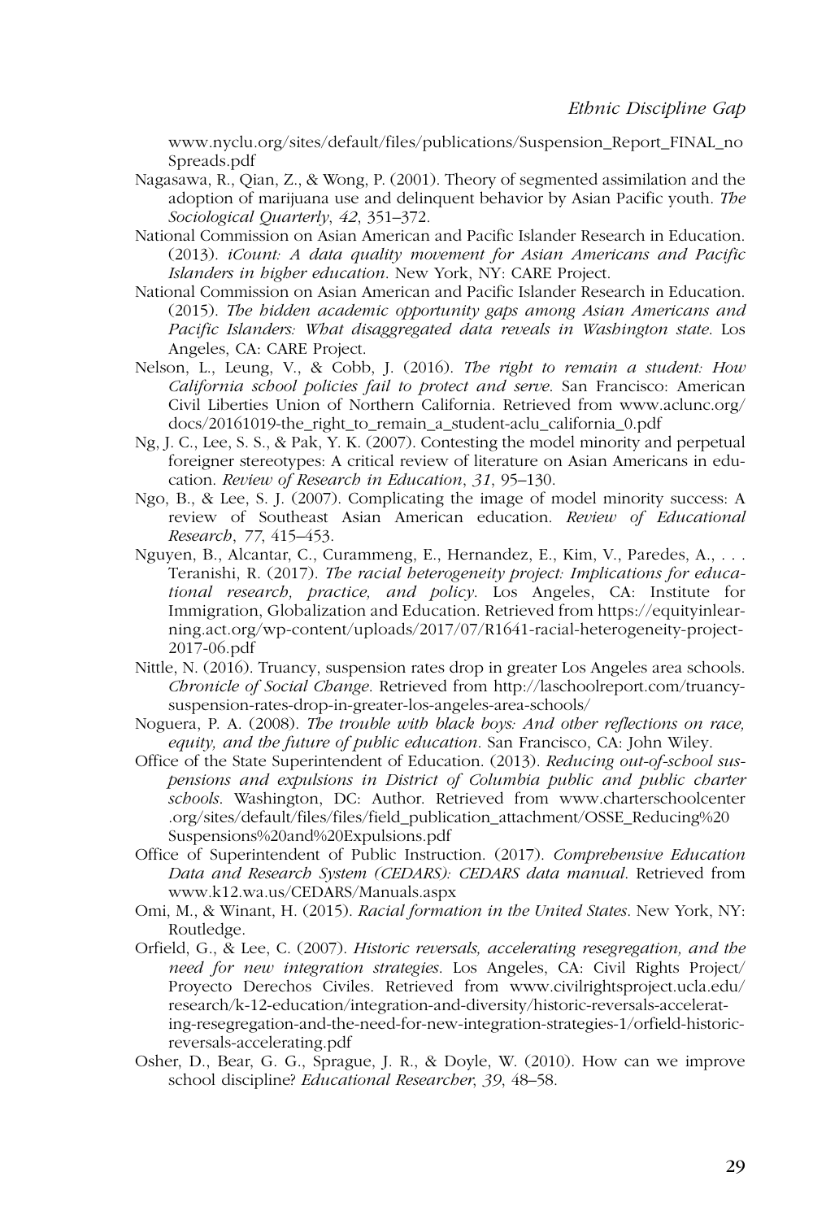www.nyclu.org/sites/default/files/publications/Suspension_Report_FINAL_noSpreads.pdf

Nagasawa, R., Qian, Z., & Wong, P. (2001). Theory of segmented assimilation and the adoption of marijuana use and delinquent behavior by Asian Pacific youth. *The Sociological Quarterly*, *42*, 351–372.

National Commission on Asian American and Pacific Islander Research in Education. (2013). *iCount: A data quality movement for Asian Americans and Pacific Islanders in higher education*. New York, NY: CARE Project.

National Commission on Asian American and Pacific Islander Research in Education. (2015). *The hidden academic opportunity gaps among Asian Americans and Pacific Islanders: What disaggregated data reveals in Washington state*. Los Angeles, CA: CARE Project.

Nelson, L., Leung, V., & Cobb, J. (2016). *The right to remain a student: How California school policies fail to protect and serve*. San Francisco: American Civil Liberties Union of Northern California. Retrieved from www.aclunc.org/docs/20161019-the_right_to_remain_a_student-aclu_california_0.pdf

Ng, J. C., Lee, S. S., & Pak, Y. K. (2007). Contesting the model minority and perpetual foreigner stereotypes: A critical review of literature on Asian Americans in education. *Review of Research in Education*, *31*, 95–130.

Ngo, B., & Lee, S. J. (2007). Complicating the image of model minority success: A review of Southeast Asian American education. *Review of Educational Research*, *77*, 415–453.

Nguyen, B., Alcantar, C., Curammeng, E., Hernandez, E., Kim, V., Paredes, A., . . . Teranishi, R. (2017). *The racial heterogeneity project: Implications for educational research, practice, and policy*. Los Angeles, CA: Institute for Immigration, Globalization and Education. Retrieved from https://equityinlearning.act.org/wp-content/uploads/2017/07/R1641-racial-heterogeneity-project-2017-06.pdf

Nittle, N. (2016). Truancy, suspension rates drop in greater Los Angeles area schools. *Chronicle of Social Change*. Retrieved from http://laschoolreport.com/truancy-suspension-rates-drop-in-greater-los-angeles-area-schools/

Noguera, P. A. (2008). *The trouble with black boys: And other reflections on race, equity, and the future of public education*. San Francisco, CA: John Wiley.

Office of the State Superintendent of Education. (2013). *Reducing out-of-school suspensions and expulsions in District of Columbia public and public charter schools*. Washington, DC: Author. Retrieved from www.charterschoolcenter.org/sites/default/files/files/field_publication_attachment/OSSE_Reducing%20Suspensions%20and%20Expulsions.pdf

Office of Superintendent of Public Instruction. (2017). *Comprehensive Education Data and Research System (CEDARS): CEDARS data manual*. Retrieved from www.k12.wa.us/CEDARS/Manuals.aspx

Omi, M., & Winant, H. (2015). *Racial formation in the United States*. New York, NY: Routledge.

Orfield, G., & Lee, C. (2007). *Historic reversals, accelerating resegregation, and the need for new integration strategies*. Los Angeles, CA: Civil Rights Project/Proyecto Derechos Civiles. Retrieved from www.civilrightsproject.ucla.edu/research/k-12-education/integration-and-diversity/historic-reversals-accelerating-resegregation-and-the-need-for-new-integration-strategies-1/orfield-historic-reversals-accelerating.pdf

Osher, D., Bear, G. G., Sprague, J. R., & Doyle, W. (2010). How can we improve school discipline? *Educational Researcher*, *39*, 48–58.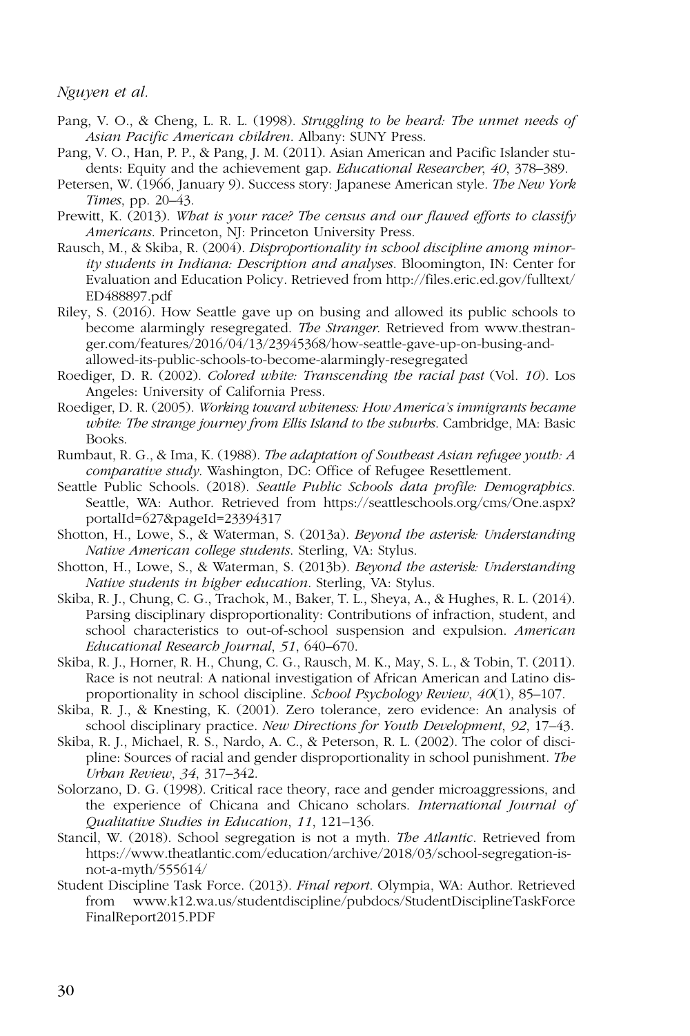Pang, V. O., & Cheng, L. R. L. (1998). *Struggling to be heard: The unmet needs of Asian Pacific American children*. Albany: SUNY Press.

Pang, V. O., Han, P. P., & Pang, J. M. (2011). Asian American and Pacific Islander students: Equity and the achievement gap. *Educational Researcher*, *40*, 378–389.

Petersen, W. (1966, January 9). Success story: Japanese American style. *The New York Times*, pp. 20–43.

Prewitt, K. (2013). *What is your race? The census and our flawed efforts to classify Americans*. Princeton, NJ: Princeton University Press.

Rausch, M., & Skiba, R. (2004). *Disproportionality in school discipline among minority students in Indiana: Description and analyses*. Bloomington, IN: Center for Evaluation and Education Policy. Retrieved from http://files.eric.ed.gov/fulltext/ED488897.pdf

Riley, S. (2016). How Seattle gave up on busing and allowed its public schools to become alarmingly resegregated. *The Stranger*. Retrieved from www.thestranger.com/features/2016/04/13/23945368/how-seattle-gave-up-on-busing-and-allowed-its-public-schools-to-become-alarmingly-resegregated

Roediger, D. R. (2002). *Colored white: Transcending the racial past* (Vol. *10*). Los Angeles: University of California Press.

Roediger, D. R. (2005). *Working toward whiteness: How America's immigrants became white: The strange journey from Ellis Island to the suburbs*. Cambridge, MA: Basic Books.

Rumbaut, R. G., & Ima, K. (1988). *The adaptation of Southeast Asian refugee youth: A comparative study*. Washington, DC: Office of Refugee Resettlement.

Seattle Public Schools. (2018). *Seattle Public Schools data profile: Demographics*. Seattle, WA: Author. Retrieved from https://seattleschools.org/cms/One.aspx?portalId=627&pageId=23394317

Shotton, H., Lowe, S., & Waterman, S. (2013a). *Beyond the asterisk: Understanding Native American college students*. Sterling, VA: Stylus.

Shotton, H., Lowe, S., & Waterman, S. (2013b). *Beyond the asterisk: Understanding Native students in higher education*. Sterling, VA: Stylus.

Skiba, R. J., Chung, C. G., Trachok, M., Baker, T. L., Sheya, A., & Hughes, R. L. (2014). Parsing disciplinary disproportionality: Contributions of infraction, student, and school characteristics to out-of-school suspension and expulsion. *American Educational Research Journal*, *51*, 640–670.

Skiba, R. J., Horner, R. H., Chung, C. G., Rausch, M. K., May, S. L., & Tobin, T. (2011). Race is not neutral: A national investigation of African American and Latino disproportionality in school discipline. *School Psychology Review*, *40*(1), 85–107.

Skiba, R. J., & Knesting, K. (2001). Zero tolerance, zero evidence: An analysis of school disciplinary practice. *New Directions for Youth Development*, *92*, 17–43.

Skiba, R. J., Michael, R. S., Nardo, A. C., & Peterson, R. L. (2002). The color of discipline: Sources of racial and gender disproportionality in school punishment. *The Urban Review*, *34*, 317–342.

Solorzano, D. G. (1998). Critical race theory, race and gender microaggressions, and the experience of Chicana and Chicano scholars. *International Journal of Qualitative Studies in Education*, *11*, 121–136.

Stancil, W. (2018). School segregation is not a myth. *The Atlantic*. Retrieved from https://www.theatlantic.com/education/archive/2018/03/school-segregation-is-not-a-myth/555614/

Student Discipline Task Force. (2013). *Final report*. Olympia, WA: Author. Retrieved from www.k12.wa.us/studentdiscipline/pubdocs/StudentDisciplineTaskForceFinalReport2015.PDF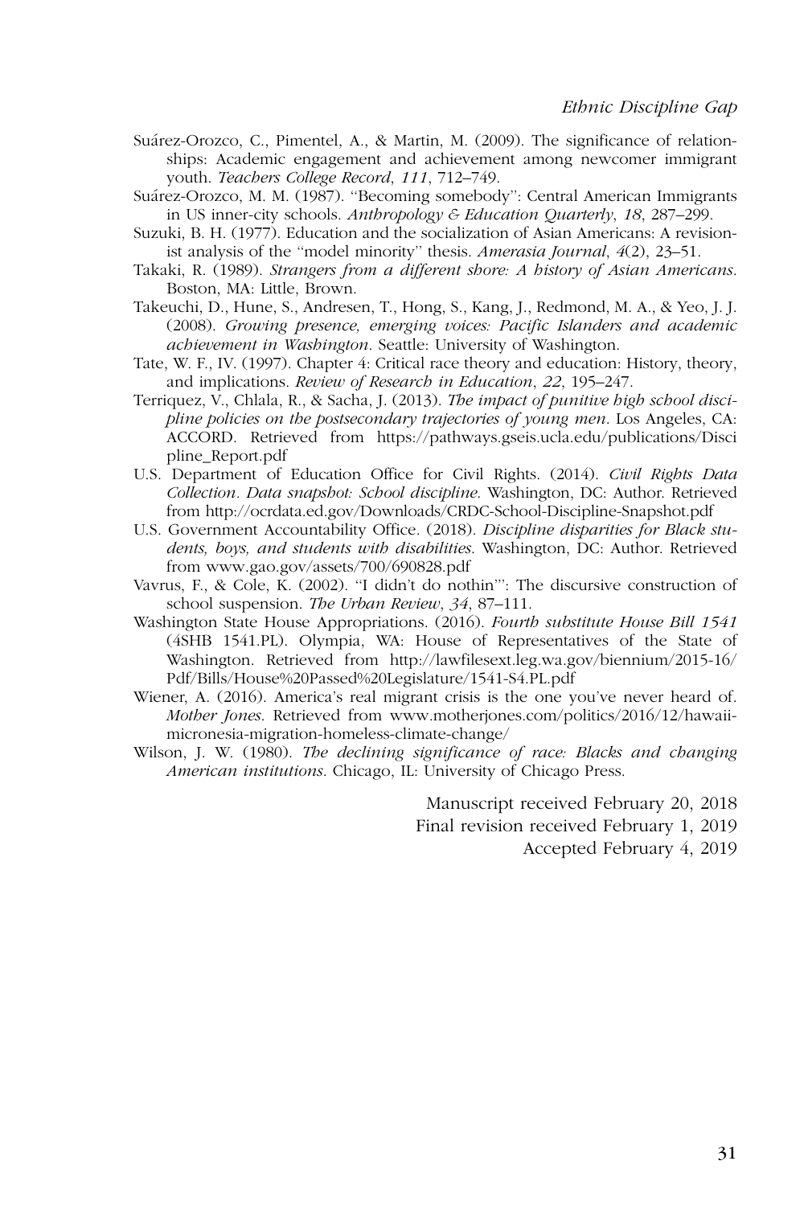Suárez-Orozco, C., Pimentel, A., & Martin, M. (2009). The significance of relationships: Academic engagement and achievement among newcomer immigrant youth. *Teachers College Record*, *111*, 712–749.

Suárez-Orozco, M. M. (1987). "Becoming somebody": Central American Immigrants in US inner-city schools. *Anthropology & Education Quarterly*, *18*, 287–299.

Suzuki, B. H. (1977). Education and the socialization of Asian Americans: A revisionist analysis of the "model minority" thesis. *Amerasia Journal*, *4*(2), 23–51.

Takaki, R. (1989). *Strangers from a different shore: A history of Asian Americans*. Boston, MA: Little, Brown.

Takeuchi, D., Hune, S., Andresen, T., Hong, S., Kang, J., Redmond, M. A., & Yeo, J. J. (2008). *Growing presence, emerging voices: Pacific Islanders and academic achievement in Washington*. Seattle: University of Washington.

Tate, W. F., IV. (1997). Chapter 4: Critical race theory and education: History, theory, and implications. *Review of Research in Education*, *22*, 195–247.

Terriquez, V., Chlala, R., & Sacha, J. (2013). *The impact of punitive high school discipline policies on the postsecondary trajectories of young men*. Los Angeles, CA: ACCORD. Retrieved from https://pathways.gseis.ucla.edu/publications/Discipline_Report.pdf

U.S. Department of Education Office for Civil Rights. (2014). *Civil Rights Data Collection. Data snapshot: School discipline*. Washington, DC: Author. Retrieved from http://ocrdata.ed.gov/Downloads/CRDC-School-Discipline-Snapshot.pdf

U.S. Government Accountability Office. (2018). *Discipline disparities for Black students, boys, and students with disabilities*. Washington, DC: Author. Retrieved from www.gao.gov/assets/700/690828.pdf

Vavrus, F., & Cole, K. (2002). "I didn't do nothin'": The discursive construction of school suspension. *The Urban Review*, *34*, 87–111.

Washington State House Appropriations. (2016). *Fourth substitute House Bill 1541* (4SHB 1541.PL). Olympia, WA: House of Representatives of the State of Washington. Retrieved from http://lawfilesext.leg.wa.gov/biennium/2015-16/Pdf/Bills/House%20Passed%20Legislature/1541-S4.PL.pdf

Wiener, A. (2016). America's real migrant crisis is the one you've never heard of. *Mother Jones*. Retrieved from www.motherjones.com/politics/2016/12/hawaii-micronesia-migration-homeless-climate-change/

Wilson, J. W. (1980). *The declining significance of race: Blacks and changing American institutions*. Chicago, IL: University of Chicago Press.

Manuscript received February 20, 2018
Final revision received February 1, 2019
Accepted February 4, 2019